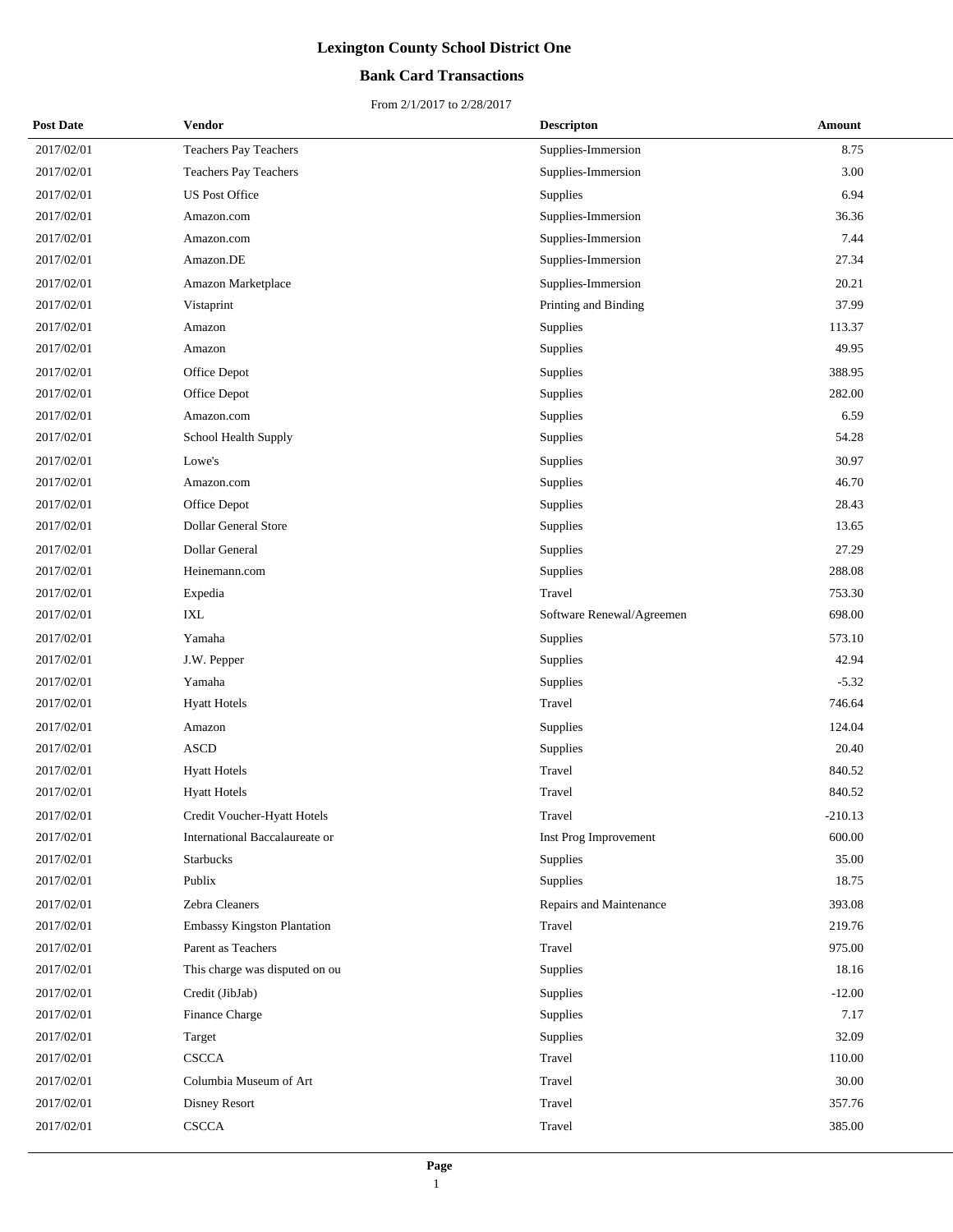# Lexington County School District One

## Bank Card Transactions

From 2/1/2017 to 2/28/2017

| Post Date | Vendor | Descripton | Amount |
|---|---|---|---|
| 2017/02/01 | Teachers Pay Teachers | Supplies-Immersion | 8.75 |
| 2017/02/01 | Teachers Pay Teachers | Supplies-Immersion | 3.00 |
| 2017/02/01 | US Post Office | Supplies | 6.94 |
| 2017/02/01 | Amazon.com | Supplies-Immersion | 36.36 |
| 2017/02/01 | Amazon.com | Supplies-Immersion | 7.44 |
| 2017/02/01 | Amazon.DE | Supplies-Immersion | 27.34 |
| 2017/02/01 | Amazon Marketplace | Supplies-Immersion | 20.21 |
| 2017/02/01 | Vistaprint | Printing and Binding | 37.99 |
| 2017/02/01 | Amazon | Supplies | 113.37 |
| 2017/02/01 | Amazon | Supplies | 49.95 |
| 2017/02/01 | Office Depot | Supplies | 388.95 |
| 2017/02/01 | Office Depot | Supplies | 282.00 |
| 2017/02/01 | Amazon.com | Supplies | 6.59 |
| 2017/02/01 | School Health Supply | Supplies | 54.28 |
| 2017/02/01 | Lowe's | Supplies | 30.97 |
| 2017/02/01 | Amazon.com | Supplies | 46.70 |
| 2017/02/01 | Office Depot | Supplies | 28.43 |
| 2017/02/01 | Dollar General Store | Supplies | 13.65 |
| 2017/02/01 | Dollar General | Supplies | 27.29 |
| 2017/02/01 | Heinemann.com | Supplies | 288.08 |
| 2017/02/01 | Expedia | Travel | 753.30 |
| 2017/02/01 | IXL | Software Renewal/Agreemen | 698.00 |
| 2017/02/01 | Yamaha | Supplies | 573.10 |
| 2017/02/01 | J.W. Pepper | Supplies | 42.94 |
| 2017/02/01 | Yamaha | Supplies | -5.32 |
| 2017/02/01 | Hyatt Hotels | Travel | 746.64 |
| 2017/02/01 | Amazon | Supplies | 124.04 |
| 2017/02/01 | ASCD | Supplies | 20.40 |
| 2017/02/01 | Hyatt Hotels | Travel | 840.52 |
| 2017/02/01 | Hyatt Hotels | Travel | 840.52 |
| 2017/02/01 | Credit Voucher-Hyatt Hotels | Travel | -210.13 |
| 2017/02/01 | International Baccalaureate or | Inst Prog Improvement | 600.00 |
| 2017/02/01 | Starbucks | Supplies | 35.00 |
| 2017/02/01 | Publix | Supplies | 18.75 |
| 2017/02/01 | Zebra Cleaners | Repairs and Maintenance | 393.08 |
| 2017/02/01 | Embassy Kingston Plantation | Travel | 219.76 |
| 2017/02/01 | Parent as Teachers | Travel | 975.00 |
| 2017/02/01 | This charge was disputed on ou | Supplies | 18.16 |
| 2017/02/01 | Credit (JibJab) | Supplies | -12.00 |
| 2017/02/01 | Finance Charge | Supplies | 7.17 |
| 2017/02/01 | Target | Supplies | 32.09 |
| 2017/02/01 | CSCCA | Travel | 110.00 |
| 2017/02/01 | Columbia Museum of Art | Travel | 30.00 |
| 2017/02/01 | Disney Resort | Travel | 357.76 |
| 2017/02/01 | CSCCA | Travel | 385.00 |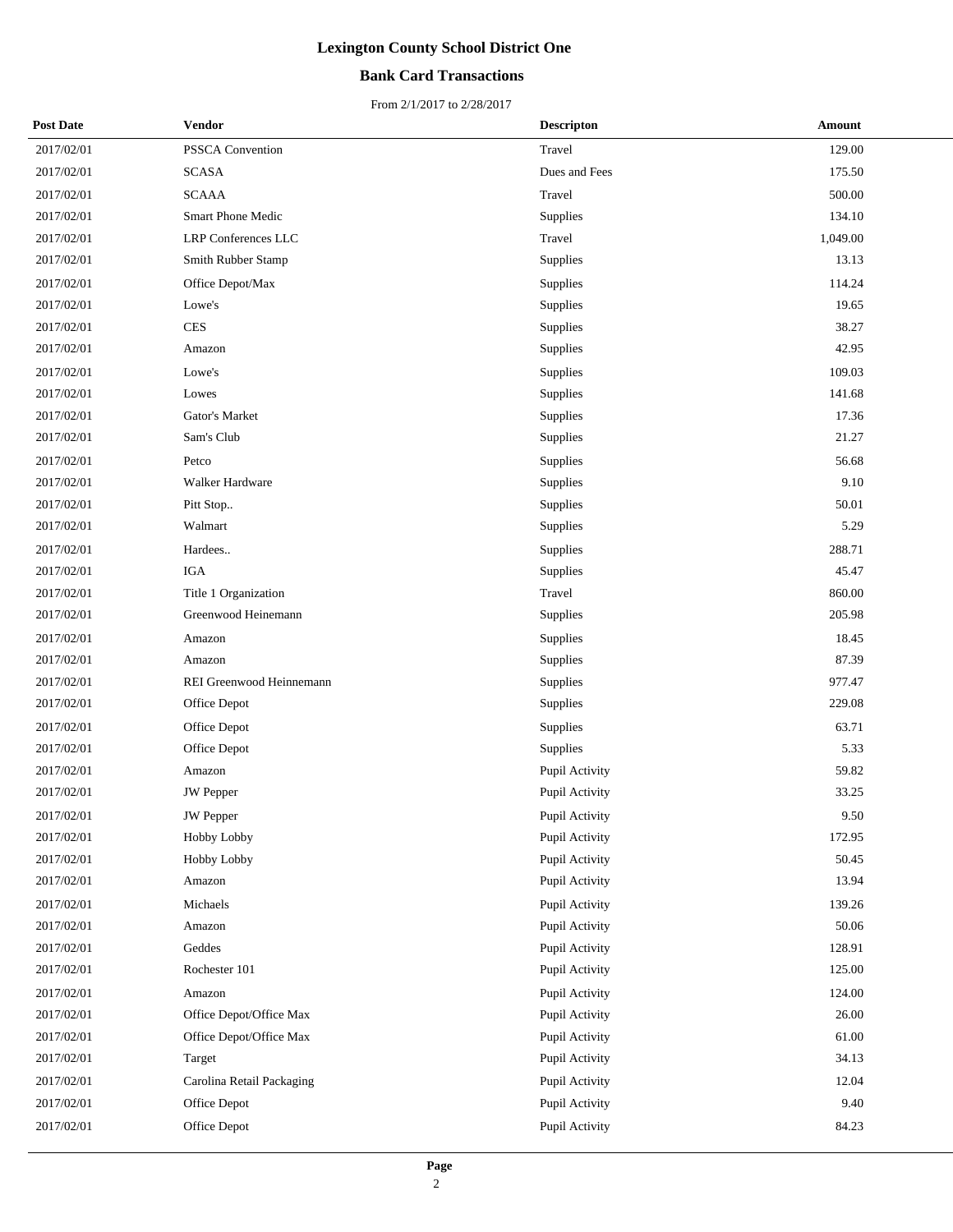# Lexington County School District One

## Bank Card Transactions

From 2/1/2017 to 2/28/2017

| Post Date | Vendor | Descripton | Amount |
|---|---|---|---|
| 2017/02/01 | PSSCA Convention | Travel | 129.00 |
| 2017/02/01 | SCASA | Dues and Fees | 175.50 |
| 2017/02/01 | SCAAA | Travel | 500.00 |
| 2017/02/01 | Smart Phone Medic | Supplies | 134.10 |
| 2017/02/01 | LRP Conferences LLC | Travel | 1,049.00 |
| 2017/02/01 | Smith Rubber Stamp | Supplies | 13.13 |
| 2017/02/01 | Office Depot/Max | Supplies | 114.24 |
| 2017/02/01 | Lowe's | Supplies | 19.65 |
| 2017/02/01 | CES | Supplies | 38.27 |
| 2017/02/01 | Amazon | Supplies | 42.95 |
| 2017/02/01 | Lowe's | Supplies | 109.03 |
| 2017/02/01 | Lowes | Supplies | 141.68 |
| 2017/02/01 | Gator's Market | Supplies | 17.36 |
| 2017/02/01 | Sam's Club | Supplies | 21.27 |
| 2017/02/01 | Petco | Supplies | 56.68 |
| 2017/02/01 | Walker Hardware | Supplies | 9.10 |
| 2017/02/01 | Pitt Stop.. | Supplies | 50.01 |
| 2017/02/01 | Walmart | Supplies | 5.29 |
| 2017/02/01 | Hardees.. | Supplies | 288.71 |
| 2017/02/01 | IGA | Supplies | 45.47 |
| 2017/02/01 | Title 1 Organization | Travel | 860.00 |
| 2017/02/01 | Greenwood Heinemann | Supplies | 205.98 |
| 2017/02/01 | Amazon | Supplies | 18.45 |
| 2017/02/01 | Amazon | Supplies | 87.39 |
| 2017/02/01 | REI Greenwood Heinnemann | Supplies | 977.47 |
| 2017/02/01 | Office Depot | Supplies | 229.08 |
| 2017/02/01 | Office Depot | Supplies | 63.71 |
| 2017/02/01 | Office Depot | Supplies | 5.33 |
| 2017/02/01 | Amazon | Pupil Activity | 59.82 |
| 2017/02/01 | JW Pepper | Pupil Activity | 33.25 |
| 2017/02/01 | JW Pepper | Pupil Activity | 9.50 |
| 2017/02/01 | Hobby Lobby | Pupil Activity | 172.95 |
| 2017/02/01 | Hobby Lobby | Pupil Activity | 50.45 |
| 2017/02/01 | Amazon | Pupil Activity | 13.94 |
| 2017/02/01 | Michaels | Pupil Activity | 139.26 |
| 2017/02/01 | Amazon | Pupil Activity | 50.06 |
| 2017/02/01 | Geddes | Pupil Activity | 128.91 |
| 2017/02/01 | Rochester 101 | Pupil Activity | 125.00 |
| 2017/02/01 | Amazon | Pupil Activity | 124.00 |
| 2017/02/01 | Office Depot/Office Max | Pupil Activity | 26.00 |
| 2017/02/01 | Office Depot/Office Max | Pupil Activity | 61.00 |
| 2017/02/01 | Target | Pupil Activity | 34.13 |
| 2017/02/01 | Carolina Retail Packaging | Pupil Activity | 12.04 |
| 2017/02/01 | Office Depot | Pupil Activity | 9.40 |
| 2017/02/01 | Office Depot | Pupil Activity | 84.23 |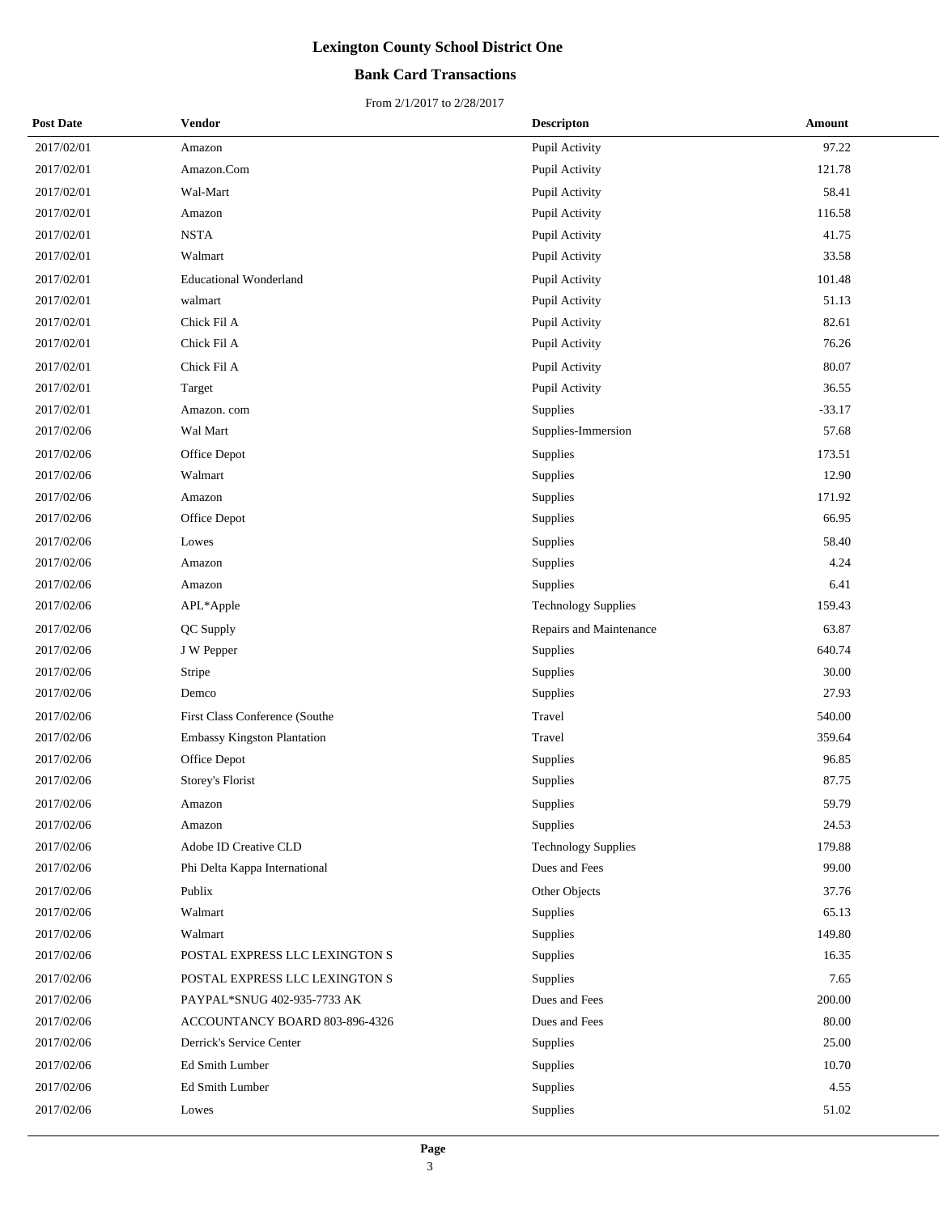# Lexington County School District One

## Bank Card Transactions

From 2/1/2017 to 2/28/2017

| Post Date | Vendor | Descripton | Amount |
|---|---|---|---|
| 2017/02/01 | Amazon | Pupil Activity | 97.22 |
| 2017/02/01 | Amazon.Com | Pupil Activity | 121.78 |
| 2017/02/01 | Wal-Mart | Pupil Activity | 58.41 |
| 2017/02/01 | Amazon | Pupil Activity | 116.58 |
| 2017/02/01 | NSTA | Pupil Activity | 41.75 |
| 2017/02/01 | Walmart | Pupil Activity | 33.58 |
| 2017/02/01 | Educational Wonderland | Pupil Activity | 101.48 |
| 2017/02/01 | walmart | Pupil Activity | 51.13 |
| 2017/02/01 | Chick Fil A | Pupil Activity | 82.61 |
| 2017/02/01 | Chick Fil A | Pupil Activity | 76.26 |
| 2017/02/01 | Chick Fil A | Pupil Activity | 80.07 |
| 2017/02/01 | Target | Pupil Activity | 36.55 |
| 2017/02/01 | Amazon. com | Supplies | -33.17 |
| 2017/02/06 | Wal Mart | Supplies-Immersion | 57.68 |
| 2017/02/06 | Office Depot | Supplies | 173.51 |
| 2017/02/06 | Walmart | Supplies | 12.90 |
| 2017/02/06 | Amazon | Supplies | 171.92 |
| 2017/02/06 | Office Depot | Supplies | 66.95 |
| 2017/02/06 | Lowes | Supplies | 58.40 |
| 2017/02/06 | Amazon | Supplies | 4.24 |
| 2017/02/06 | Amazon | Supplies | 6.41 |
| 2017/02/06 | APL*Apple | Technology Supplies | 159.43 |
| 2017/02/06 | QC Supply | Repairs and Maintenance | 63.87 |
| 2017/02/06 | J W Pepper | Supplies | 640.74 |
| 2017/02/06 | Stripe | Supplies | 30.00 |
| 2017/02/06 | Demco | Supplies | 27.93 |
| 2017/02/06 | First Class Conference (Southe | Travel | 540.00 |
| 2017/02/06 | Embassy Kingston Plantation | Travel | 359.64 |
| 2017/02/06 | Office Depot | Supplies | 96.85 |
| 2017/02/06 | Storey's Florist | Supplies | 87.75 |
| 2017/02/06 | Amazon | Supplies | 59.79 |
| 2017/02/06 | Amazon | Supplies | 24.53 |
| 2017/02/06 | Adobe ID Creative CLD | Technology Supplies | 179.88 |
| 2017/02/06 | Phi Delta Kappa International | Dues and Fees | 99.00 |
| 2017/02/06 | Publix | Other Objects | 37.76 |
| 2017/02/06 | Walmart | Supplies | 65.13 |
| 2017/02/06 | Walmart | Supplies | 149.80 |
| 2017/02/06 | POSTAL EXPRESS LLC LEXINGTON S | Supplies | 16.35 |
| 2017/02/06 | POSTAL EXPRESS LLC LEXINGTON S | Supplies | 7.65 |
| 2017/02/06 | PAYPAL*SNUG 402-935-7733 AK | Dues and Fees | 200.00 |
| 2017/02/06 | ACCOUNTANCY BOARD 803-896-4326 | Dues and Fees | 80.00 |
| 2017/02/06 | Derrick's Service Center | Supplies | 25.00 |
| 2017/02/06 | Ed Smith Lumber | Supplies | 10.70 |
| 2017/02/06 | Ed Smith Lumber | Supplies | 4.55 |
| 2017/02/06 | Lowes | Supplies | 51.02 |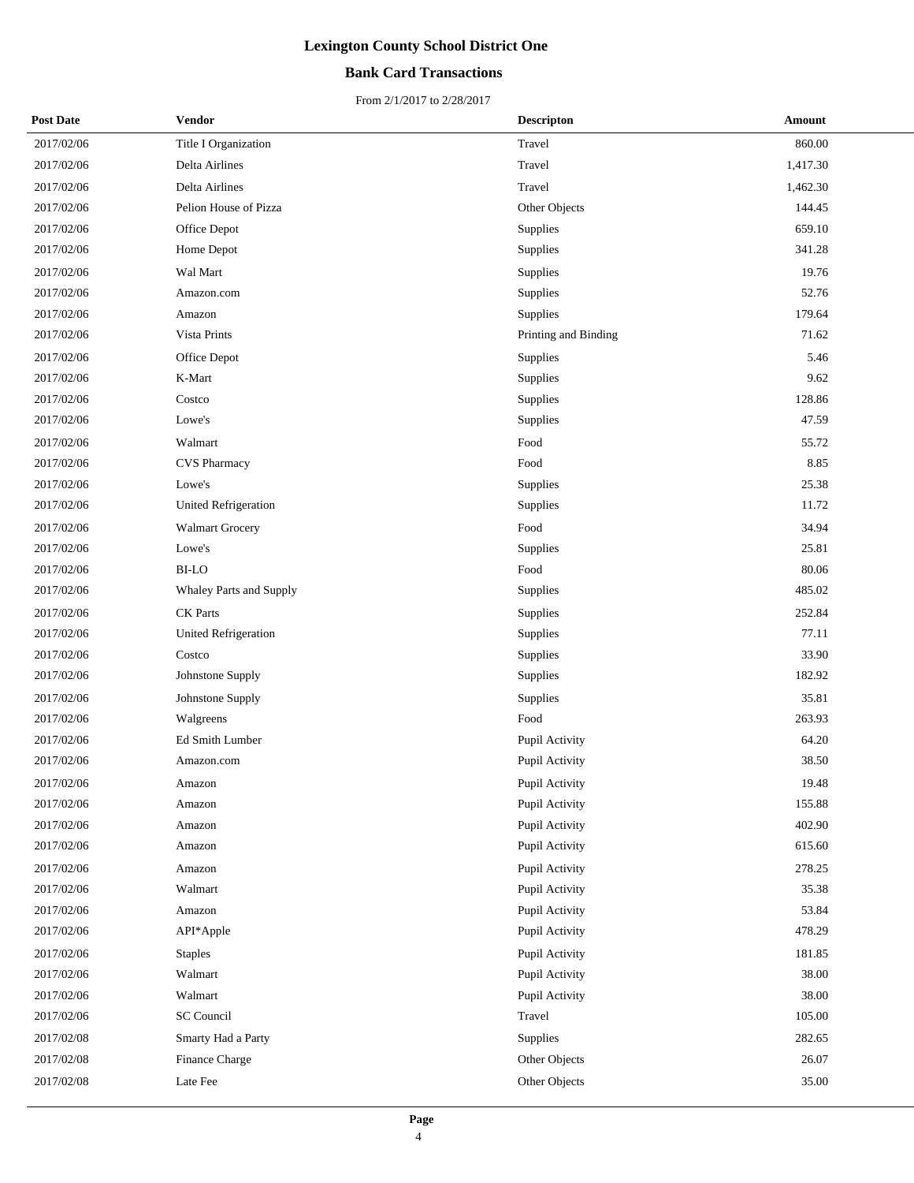# Lexington County School District One

## Bank Card Transactions

From 2/1/2017 to 2/28/2017

| Post Date | Vendor | Descripton | Amount |
|---|---|---|---|
| 2017/02/06 | Title I Organization | Travel | 860.00 |
| 2017/02/06 | Delta Airlines | Travel | 1,417.30 |
| 2017/02/06 | Delta Airlines | Travel | 1,462.30 |
| 2017/02/06 | Pelion House of Pizza | Other Objects | 144.45 |
| 2017/02/06 | Office Depot | Supplies | 659.10 |
| 2017/02/06 | Home Depot | Supplies | 341.28 |
| 2017/02/06 | Wal Mart | Supplies | 19.76 |
| 2017/02/06 | Amazon.com | Supplies | 52.76 |
| 2017/02/06 | Amazon | Supplies | 179.64 |
| 2017/02/06 | Vista Prints | Printing and Binding | 71.62 |
| 2017/02/06 | Office Depot | Supplies | 5.46 |
| 2017/02/06 | K-Mart | Supplies | 9.62 |
| 2017/02/06 | Costco | Supplies | 128.86 |
| 2017/02/06 | Lowe's | Supplies | 47.59 |
| 2017/02/06 | Walmart | Food | 55.72 |
| 2017/02/06 | CVS Pharmacy | Food | 8.85 |
| 2017/02/06 | Lowe's | Supplies | 25.38 |
| 2017/02/06 | United Refrigeration | Supplies | 11.72 |
| 2017/02/06 | Walmart Grocery | Food | 34.94 |
| 2017/02/06 | Lowe's | Supplies | 25.81 |
| 2017/02/06 | BI-LO | Food | 80.06 |
| 2017/02/06 | Whaley Parts and Supply | Supplies | 485.02 |
| 2017/02/06 | CK Parts | Supplies | 252.84 |
| 2017/02/06 | United Refrigeration | Supplies | 77.11 |
| 2017/02/06 | Costco | Supplies | 33.90 |
| 2017/02/06 | Johnstone Supply | Supplies | 182.92 |
| 2017/02/06 | Johnstone Supply | Supplies | 35.81 |
| 2017/02/06 | Walgreens | Food | 263.93 |
| 2017/02/06 | Ed Smith Lumber | Pupil Activity | 64.20 |
| 2017/02/06 | Amazon.com | Pupil Activity | 38.50 |
| 2017/02/06 | Amazon | Pupil Activity | 19.48 |
| 2017/02/06 | Amazon | Pupil Activity | 155.88 |
| 2017/02/06 | Amazon | Pupil Activity | 402.90 |
| 2017/02/06 | Amazon | Pupil Activity | 615.60 |
| 2017/02/06 | Amazon | Pupil Activity | 278.25 |
| 2017/02/06 | Walmart | Pupil Activity | 35.38 |
| 2017/02/06 | Amazon | Pupil Activity | 53.84 |
| 2017/02/06 | API*Apple | Pupil Activity | 478.29 |
| 2017/02/06 | Staples | Pupil Activity | 181.85 |
| 2017/02/06 | Walmart | Pupil Activity | 38.00 |
| 2017/02/06 | Walmart | Pupil Activity | 38.00 |
| 2017/02/06 | SC Council | Travel | 105.00 |
| 2017/02/08 | Smarty Had a Party | Supplies | 282.65 |
| 2017/02/08 | Finance Charge | Other Objects | 26.07 |
| 2017/02/08 | Late Fee | Other Objects | 35.00 |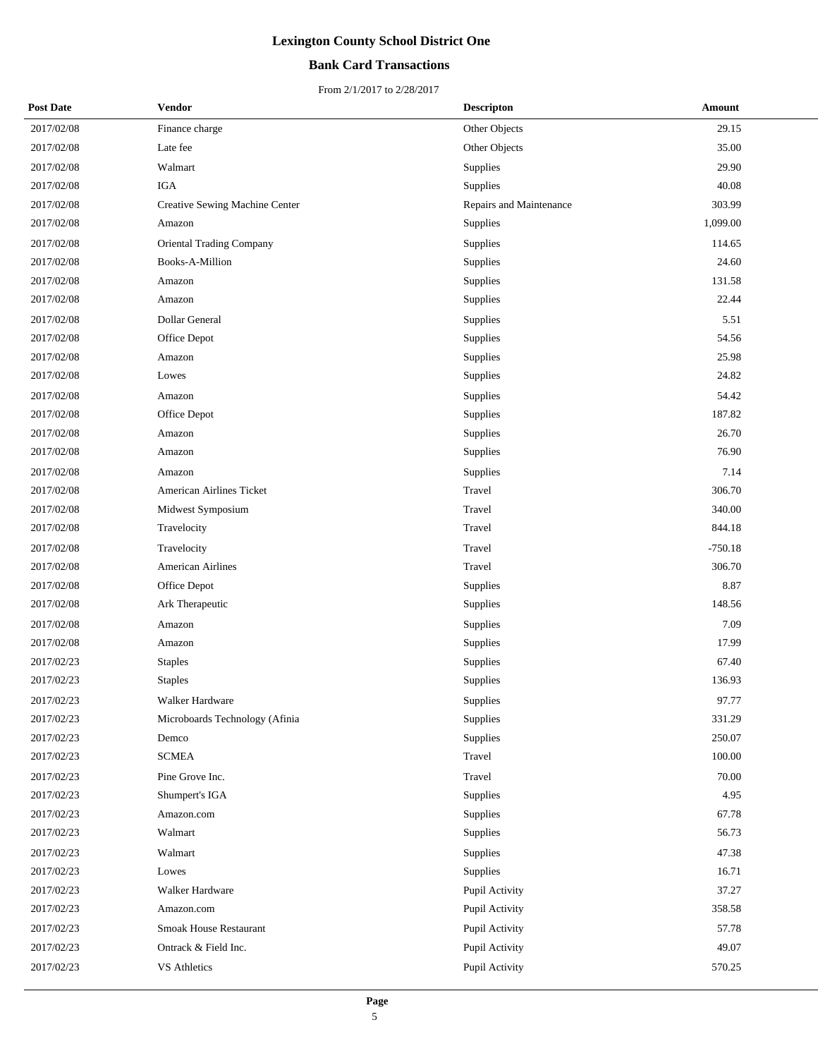# Lexington County School District One

## Bank Card Transactions

From 2/1/2017 to 2/28/2017

| Post Date | Vendor | Descripton | Amount |
|---|---|---|---|
| 2017/02/08 | Finance charge | Other Objects | 29.15 |
| 2017/02/08 | Late fee | Other Objects | 35.00 |
| 2017/02/08 | Walmart | Supplies | 29.90 |
| 2017/02/08 | IGA | Supplies | 40.08 |
| 2017/02/08 | Creative Sewing Machine Center | Repairs and Maintenance | 303.99 |
| 2017/02/08 | Amazon | Supplies | 1,099.00 |
| 2017/02/08 | Oriental Trading Company | Supplies | 114.65 |
| 2017/02/08 | Books-A-Million | Supplies | 24.60 |
| 2017/02/08 | Amazon | Supplies | 131.58 |
| 2017/02/08 | Amazon | Supplies | 22.44 |
| 2017/02/08 | Dollar General | Supplies | 5.51 |
| 2017/02/08 | Office Depot | Supplies | 54.56 |
| 2017/02/08 | Amazon | Supplies | 25.98 |
| 2017/02/08 | Lowes | Supplies | 24.82 |
| 2017/02/08 | Amazon | Supplies | 54.42 |
| 2017/02/08 | Office Depot | Supplies | 187.82 |
| 2017/02/08 | Amazon | Supplies | 26.70 |
| 2017/02/08 | Amazon | Supplies | 76.90 |
| 2017/02/08 | Amazon | Supplies | 7.14 |
| 2017/02/08 | American Airlines Ticket | Travel | 306.70 |
| 2017/02/08 | Midwest Symposium | Travel | 340.00 |
| 2017/02/08 | Travelocity | Travel | 844.18 |
| 2017/02/08 | Travelocity | Travel | -750.18 |
| 2017/02/08 | American Airlines | Travel | 306.70 |
| 2017/02/08 | Office Depot | Supplies | 8.87 |
| 2017/02/08 | Ark Therapeutic | Supplies | 148.56 |
| 2017/02/08 | Amazon | Supplies | 7.09 |
| 2017/02/08 | Amazon | Supplies | 17.99 |
| 2017/02/23 | Staples | Supplies | 67.40 |
| 2017/02/23 | Staples | Supplies | 136.93 |
| 2017/02/23 | Walker Hardware | Supplies | 97.77 |
| 2017/02/23 | Microboards Technology (Afinia | Supplies | 331.29 |
| 2017/02/23 | Demco | Supplies | 250.07 |
| 2017/02/23 | SCMEA | Travel | 100.00 |
| 2017/02/23 | Pine Grove Inc. | Travel | 70.00 |
| 2017/02/23 | Shumpert's IGA | Supplies | 4.95 |
| 2017/02/23 | Amazon.com | Supplies | 67.78 |
| 2017/02/23 | Walmart | Supplies | 56.73 |
| 2017/02/23 | Walmart | Supplies | 47.38 |
| 2017/02/23 | Lowes | Supplies | 16.71 |
| 2017/02/23 | Walker Hardware | Pupil Activity | 37.27 |
| 2017/02/23 | Amazon.com | Pupil Activity | 358.58 |
| 2017/02/23 | Smoak House Restaurant | Pupil Activity | 57.78 |
| 2017/02/23 | Ontrack & Field Inc. | Pupil Activity | 49.07 |
| 2017/02/23 | VS Athletics | Pupil Activity | 570.25 |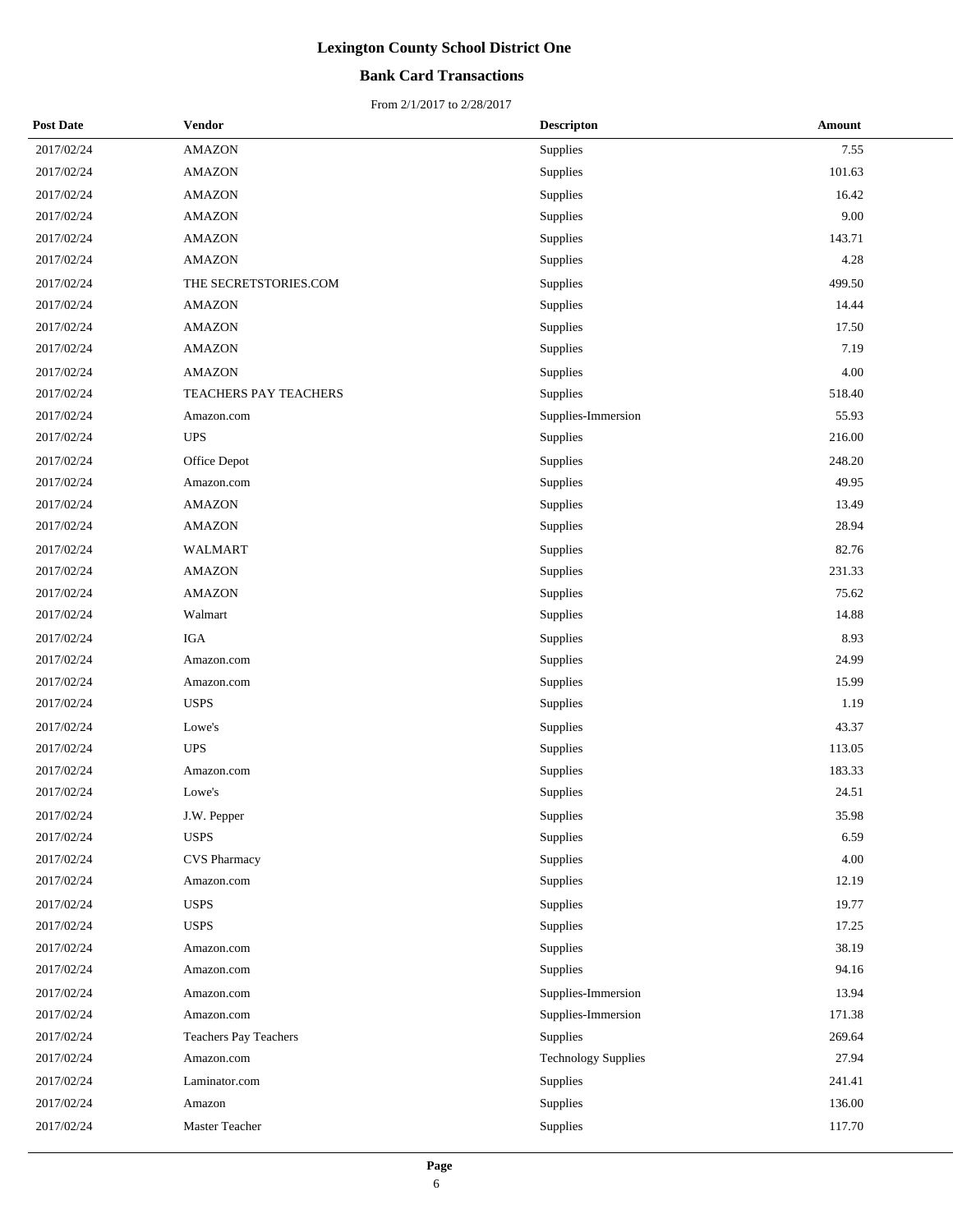# Lexington County School District One

## Bank Card Transactions

From 2/1/2017 to 2/28/2017

| Post Date | Vendor | Descripton | Amount |
|---|---|---|---|
| 2017/02/24 | AMAZON | Supplies | 7.55 |
| 2017/02/24 | AMAZON | Supplies | 101.63 |
| 2017/02/24 | AMAZON | Supplies | 16.42 |
| 2017/02/24 | AMAZON | Supplies | 9.00 |
| 2017/02/24 | AMAZON | Supplies | 143.71 |
| 2017/02/24 | AMAZON | Supplies | 4.28 |
| 2017/02/24 | THE SECRETSTORIES.COM | Supplies | 499.50 |
| 2017/02/24 | AMAZON | Supplies | 14.44 |
| 2017/02/24 | AMAZON | Supplies | 17.50 |
| 2017/02/24 | AMAZON | Supplies | 7.19 |
| 2017/02/24 | AMAZON | Supplies | 4.00 |
| 2017/02/24 | TEACHERS PAY TEACHERS | Supplies | 518.40 |
| 2017/02/24 | Amazon.com | Supplies-Immersion | 55.93 |
| 2017/02/24 | UPS | Supplies | 216.00 |
| 2017/02/24 | Office Depot | Supplies | 248.20 |
| 2017/02/24 | Amazon.com | Supplies | 49.95 |
| 2017/02/24 | AMAZON | Supplies | 13.49 |
| 2017/02/24 | AMAZON | Supplies | 28.94 |
| 2017/02/24 | WALMART | Supplies | 82.76 |
| 2017/02/24 | AMAZON | Supplies | 231.33 |
| 2017/02/24 | AMAZON | Supplies | 75.62 |
| 2017/02/24 | Walmart | Supplies | 14.88 |
| 2017/02/24 | IGA | Supplies | 8.93 |
| 2017/02/24 | Amazon.com | Supplies | 24.99 |
| 2017/02/24 | Amazon.com | Supplies | 15.99 |
| 2017/02/24 | USPS | Supplies | 1.19 |
| 2017/02/24 | Lowe's | Supplies | 43.37 |
| 2017/02/24 | UPS | Supplies | 113.05 |
| 2017/02/24 | Amazon.com | Supplies | 183.33 |
| 2017/02/24 | Lowe's | Supplies | 24.51 |
| 2017/02/24 | J.W. Pepper | Supplies | 35.98 |
| 2017/02/24 | USPS | Supplies | 6.59 |
| 2017/02/24 | CVS Pharmacy | Supplies | 4.00 |
| 2017/02/24 | Amazon.com | Supplies | 12.19 |
| 2017/02/24 | USPS | Supplies | 19.77 |
| 2017/02/24 | USPS | Supplies | 17.25 |
| 2017/02/24 | Amazon.com | Supplies | 38.19 |
| 2017/02/24 | Amazon.com | Supplies | 94.16 |
| 2017/02/24 | Amazon.com | Supplies-Immersion | 13.94 |
| 2017/02/24 | Amazon.com | Supplies-Immersion | 171.38 |
| 2017/02/24 | Teachers Pay Teachers | Supplies | 269.64 |
| 2017/02/24 | Amazon.com | Technology Supplies | 27.94 |
| 2017/02/24 | Laminator.com | Supplies | 241.41 |
| 2017/02/24 | Amazon | Supplies | 136.00 |
| 2017/02/24 | Master Teacher | Supplies | 117.70 |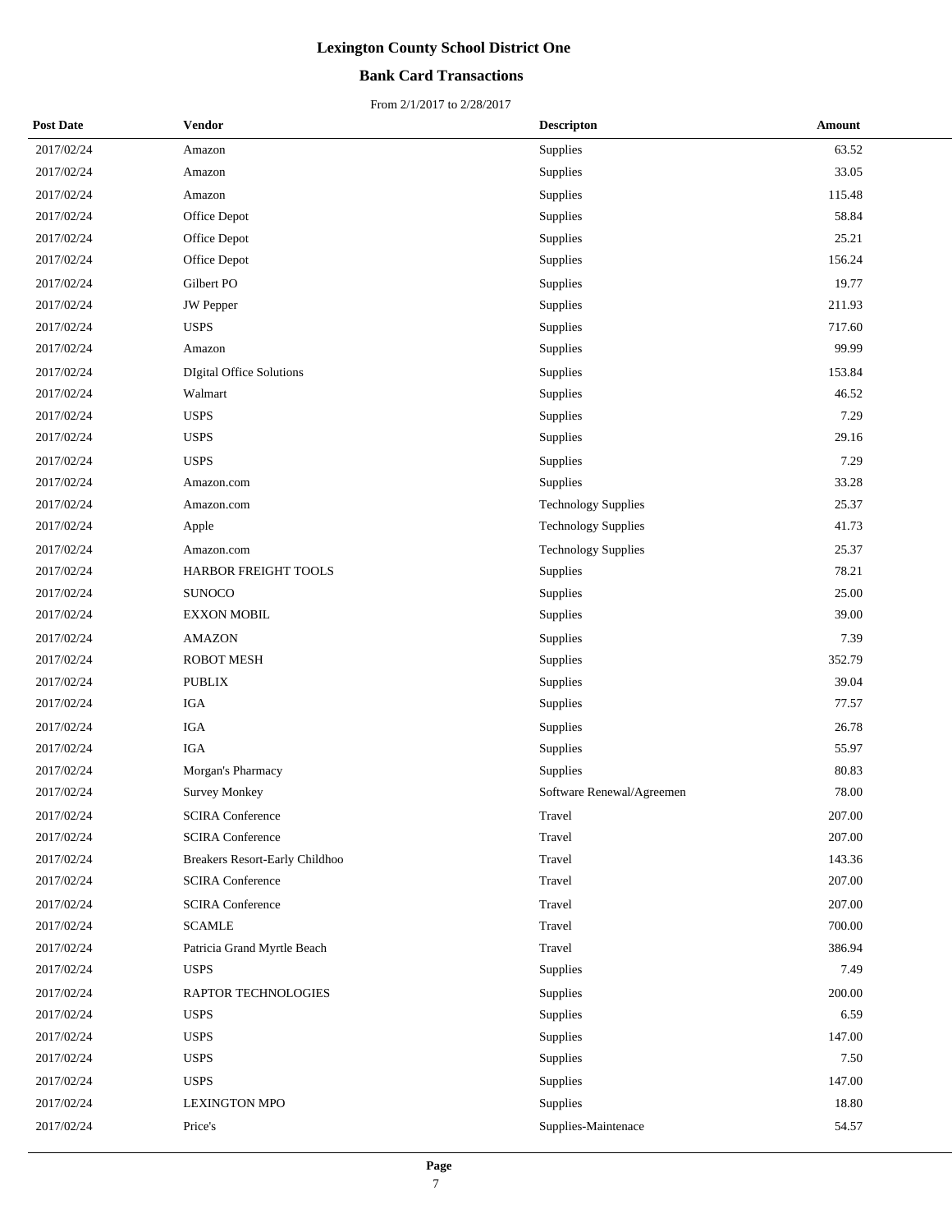# Lexington County School District One

## Bank Card Transactions

From 2/1/2017 to 2/28/2017

| Post Date | Vendor | Descripton | Amount |
|---|---|---|---|
| 2017/02/24 | Amazon | Supplies | 63.52 |
| 2017/02/24 | Amazon | Supplies | 33.05 |
| 2017/02/24 | Amazon | Supplies | 115.48 |
| 2017/02/24 | Office Depot | Supplies | 58.84 |
| 2017/02/24 | Office Depot | Supplies | 25.21 |
| 2017/02/24 | Office Depot | Supplies | 156.24 |
| 2017/02/24 | Gilbert PO | Supplies | 19.77 |
| 2017/02/24 | JW Pepper | Supplies | 211.93 |
| 2017/02/24 | USPS | Supplies | 717.60 |
| 2017/02/24 | Amazon | Supplies | 99.99 |
| 2017/02/24 | DIgital Office Solutions | Supplies | 153.84 |
| 2017/02/24 | Walmart | Supplies | 46.52 |
| 2017/02/24 | USPS | Supplies | 7.29 |
| 2017/02/24 | USPS | Supplies | 29.16 |
| 2017/02/24 | USPS | Supplies | 7.29 |
| 2017/02/24 | Amazon.com | Supplies | 33.28 |
| 2017/02/24 | Amazon.com | Technology Supplies | 25.37 |
| 2017/02/24 | Apple | Technology Supplies | 41.73 |
| 2017/02/24 | Amazon.com | Technology Supplies | 25.37 |
| 2017/02/24 | HARBOR FREIGHT TOOLS | Supplies | 78.21 |
| 2017/02/24 | SUNOCO | Supplies | 25.00 |
| 2017/02/24 | EXXON MOBIL | Supplies | 39.00 |
| 2017/02/24 | AMAZON | Supplies | 7.39 |
| 2017/02/24 | ROBOT MESH | Supplies | 352.79 |
| 2017/02/24 | PUBLIX | Supplies | 39.04 |
| 2017/02/24 | IGA | Supplies | 77.57 |
| 2017/02/24 | IGA | Supplies | 26.78 |
| 2017/02/24 | IGA | Supplies | 55.97 |
| 2017/02/24 | Morgan's Pharmacy | Supplies | 80.83 |
| 2017/02/24 | Survey Monkey | Software Renewal/Agreemen | 78.00 |
| 2017/02/24 | SCIRA Conference | Travel | 207.00 |
| 2017/02/24 | SCIRA Conference | Travel | 207.00 |
| 2017/02/24 | Breakers Resort-Early Childhoo | Travel | 143.36 |
| 2017/02/24 | SCIRA Conference | Travel | 207.00 |
| 2017/02/24 | SCIRA Conference | Travel | 207.00 |
| 2017/02/24 | SCAMLE | Travel | 700.00 |
| 2017/02/24 | Patricia Grand Myrtle Beach | Travel | 386.94 |
| 2017/02/24 | USPS | Supplies | 7.49 |
| 2017/02/24 | RAPTOR TECHNOLOGIES | Supplies | 200.00 |
| 2017/02/24 | USPS | Supplies | 6.59 |
| 2017/02/24 | USPS | Supplies | 147.00 |
| 2017/02/24 | USPS | Supplies | 7.50 |
| 2017/02/24 | USPS | Supplies | 147.00 |
| 2017/02/24 | LEXINGTON MPO | Supplies | 18.80 |
| 2017/02/24 | Price's | Supplies-Maintenace | 54.57 |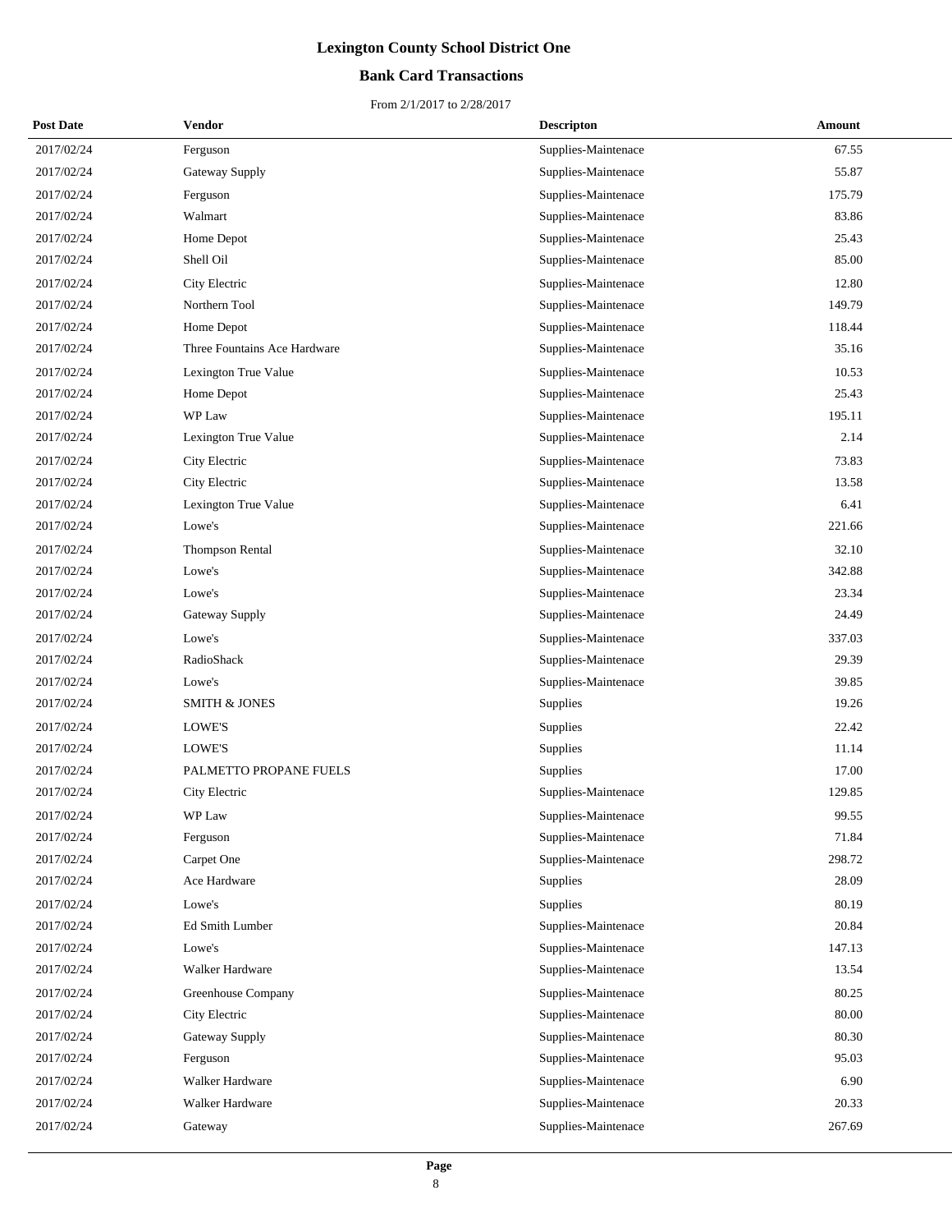# Lexington County School District One

## Bank Card Transactions

From 2/1/2017 to 2/28/2017

| Post Date | Vendor | Descripton | Amount |
|---|---|---|---|
| 2017/02/24 | Ferguson | Supplies-Maintenace | 67.55 |
| 2017/02/24 | Gateway Supply | Supplies-Maintenace | 55.87 |
| 2017/02/24 | Ferguson | Supplies-Maintenace | 175.79 |
| 2017/02/24 | Walmart | Supplies-Maintenace | 83.86 |
| 2017/02/24 | Home Depot | Supplies-Maintenace | 25.43 |
| 2017/02/24 | Shell Oil | Supplies-Maintenace | 85.00 |
| 2017/02/24 | City Electric | Supplies-Maintenace | 12.80 |
| 2017/02/24 | Northern Tool | Supplies-Maintenace | 149.79 |
| 2017/02/24 | Home Depot | Supplies-Maintenace | 118.44 |
| 2017/02/24 | Three Fountains Ace Hardware | Supplies-Maintenace | 35.16 |
| 2017/02/24 | Lexington True Value | Supplies-Maintenace | 10.53 |
| 2017/02/24 | Home Depot | Supplies-Maintenace | 25.43 |
| 2017/02/24 | WP Law | Supplies-Maintenace | 195.11 |
| 2017/02/24 | Lexington True Value | Supplies-Maintenace | 2.14 |
| 2017/02/24 | City Electric | Supplies-Maintenace | 73.83 |
| 2017/02/24 | City Electric | Supplies-Maintenace | 13.58 |
| 2017/02/24 | Lexington True Value | Supplies-Maintenace | 6.41 |
| 2017/02/24 | Lowe's | Supplies-Maintenace | 221.66 |
| 2017/02/24 | Thompson Rental | Supplies-Maintenace | 32.10 |
| 2017/02/24 | Lowe's | Supplies-Maintenace | 342.88 |
| 2017/02/24 | Lowe's | Supplies-Maintenace | 23.34 |
| 2017/02/24 | Gateway Supply | Supplies-Maintenace | 24.49 |
| 2017/02/24 | Lowe's | Supplies-Maintenace | 337.03 |
| 2017/02/24 | RadioShack | Supplies-Maintenace | 29.39 |
| 2017/02/24 | Lowe's | Supplies-Maintenace | 39.85 |
| 2017/02/24 | SMITH & JONES | Supplies | 19.26 |
| 2017/02/24 | LOWE'S | Supplies | 22.42 |
| 2017/02/24 | LOWE'S | Supplies | 11.14 |
| 2017/02/24 | PALMETTO PROPANE FUELS | Supplies | 17.00 |
| 2017/02/24 | City Electric | Supplies-Maintenace | 129.85 |
| 2017/02/24 | WP Law | Supplies-Maintenace | 99.55 |
| 2017/02/24 | Ferguson | Supplies-Maintenace | 71.84 |
| 2017/02/24 | Carpet One | Supplies-Maintenace | 298.72 |
| 2017/02/24 | Ace Hardware | Supplies | 28.09 |
| 2017/02/24 | Lowe's | Supplies | 80.19 |
| 2017/02/24 | Ed Smith Lumber | Supplies-Maintenace | 20.84 |
| 2017/02/24 | Lowe's | Supplies-Maintenace | 147.13 |
| 2017/02/24 | Walker Hardware | Supplies-Maintenace | 13.54 |
| 2017/02/24 | Greenhouse Company | Supplies-Maintenace | 80.25 |
| 2017/02/24 | City Electric | Supplies-Maintenace | 80.00 |
| 2017/02/24 | Gateway Supply | Supplies-Maintenace | 80.30 |
| 2017/02/24 | Ferguson | Supplies-Maintenace | 95.03 |
| 2017/02/24 | Walker Hardware | Supplies-Maintenace | 6.90 |
| 2017/02/24 | Walker Hardware | Supplies-Maintenace | 20.33 |
| 2017/02/24 | Gateway | Supplies-Maintenace | 267.69 |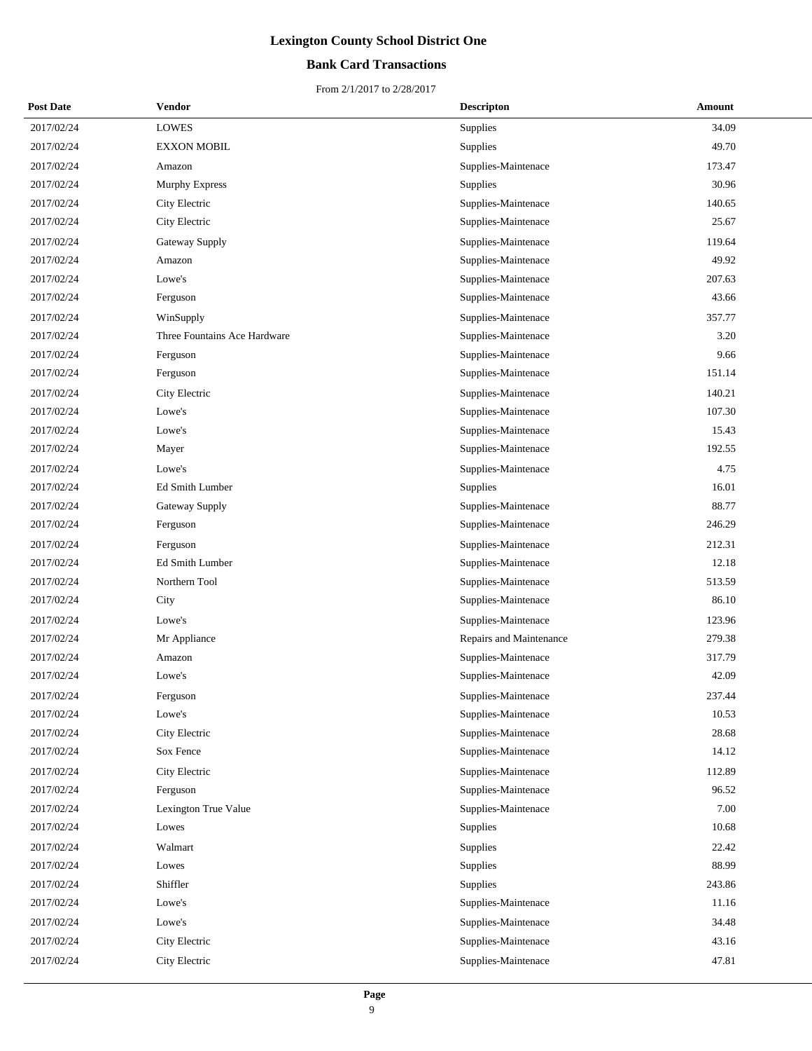# Lexington County School District One

## Bank Card Transactions

From 2/1/2017 to 2/28/2017

| Post Date | Vendor | Descripton | Amount |
|---|---|---|---|
| 2017/02/24 | LOWES | Supplies | 34.09 |
| 2017/02/24 | EXXON MOBIL | Supplies | 49.70 |
| 2017/02/24 | Amazon | Supplies-Maintenace | 173.47 |
| 2017/02/24 | Murphy Express | Supplies | 30.96 |
| 2017/02/24 | City Electric | Supplies-Maintenace | 140.65 |
| 2017/02/24 | City Electric | Supplies-Maintenace | 25.67 |
| 2017/02/24 | Gateway Supply | Supplies-Maintenace | 119.64 |
| 2017/02/24 | Amazon | Supplies-Maintenace | 49.92 |
| 2017/02/24 | Lowe's | Supplies-Maintenace | 207.63 |
| 2017/02/24 | Ferguson | Supplies-Maintenace | 43.66 |
| 2017/02/24 | WinSupply | Supplies-Maintenace | 357.77 |
| 2017/02/24 | Three Fountains Ace Hardware | Supplies-Maintenace | 3.20 |
| 2017/02/24 | Ferguson | Supplies-Maintenace | 9.66 |
| 2017/02/24 | Ferguson | Supplies-Maintenace | 151.14 |
| 2017/02/24 | City Electric | Supplies-Maintenace | 140.21 |
| 2017/02/24 | Lowe's | Supplies-Maintenace | 107.30 |
| 2017/02/24 | Lowe's | Supplies-Maintenace | 15.43 |
| 2017/02/24 | Mayer | Supplies-Maintenace | 192.55 |
| 2017/02/24 | Lowe's | Supplies-Maintenace | 4.75 |
| 2017/02/24 | Ed Smith Lumber | Supplies | 16.01 |
| 2017/02/24 | Gateway Supply | Supplies-Maintenace | 88.77 |
| 2017/02/24 | Ferguson | Supplies-Maintenace | 246.29 |
| 2017/02/24 | Ferguson | Supplies-Maintenace | 212.31 |
| 2017/02/24 | Ed Smith Lumber | Supplies-Maintenace | 12.18 |
| 2017/02/24 | Northern Tool | Supplies-Maintenace | 513.59 |
| 2017/02/24 | City | Supplies-Maintenace | 86.10 |
| 2017/02/24 | Lowe's | Supplies-Maintenace | 123.96 |
| 2017/02/24 | Mr Appliance | Repairs and Maintenance | 279.38 |
| 2017/02/24 | Amazon | Supplies-Maintenace | 317.79 |
| 2017/02/24 | Lowe's | Supplies-Maintenace | 42.09 |
| 2017/02/24 | Ferguson | Supplies-Maintenace | 237.44 |
| 2017/02/24 | Lowe's | Supplies-Maintenace | 10.53 |
| 2017/02/24 | City Electric | Supplies-Maintenace | 28.68 |
| 2017/02/24 | Sox Fence | Supplies-Maintenace | 14.12 |
| 2017/02/24 | City Electric | Supplies-Maintenace | 112.89 |
| 2017/02/24 | Ferguson | Supplies-Maintenace | 96.52 |
| 2017/02/24 | Lexington True Value | Supplies-Maintenace | 7.00 |
| 2017/02/24 | Lowes | Supplies | 10.68 |
| 2017/02/24 | Walmart | Supplies | 22.42 |
| 2017/02/24 | Lowes | Supplies | 88.99 |
| 2017/02/24 | Shiffler | Supplies | 243.86 |
| 2017/02/24 | Lowe's | Supplies-Maintenace | 11.16 |
| 2017/02/24 | Lowe's | Supplies-Maintenace | 34.48 |
| 2017/02/24 | City Electric | Supplies-Maintenace | 43.16 |
| 2017/02/24 | City Electric | Supplies-Maintenace | 47.81 |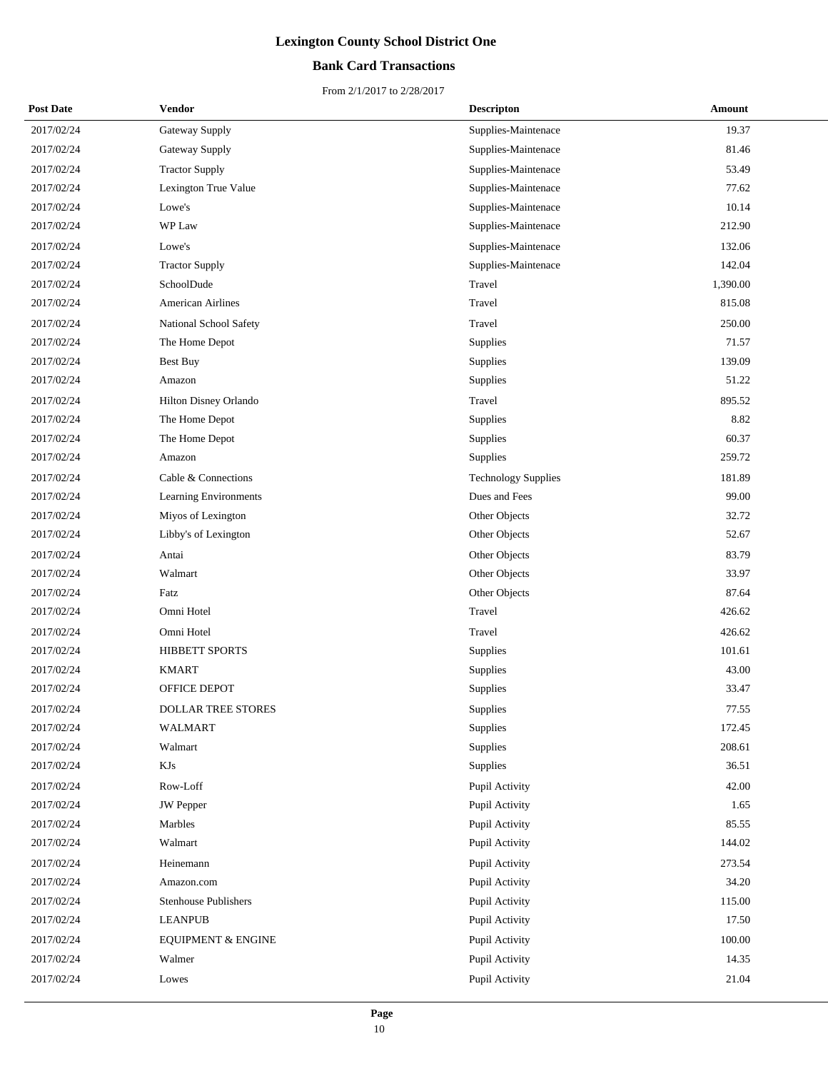# Lexington County School District One

## Bank Card Transactions

From 2/1/2017 to 2/28/2017

| Post Date | Vendor | Descripton | Amount |
|---|---|---|---|
| 2017/02/24 | Gateway Supply | Supplies-Maintenace | 19.37 |
| 2017/02/24 | Gateway Supply | Supplies-Maintenace | 81.46 |
| 2017/02/24 | Tractor Supply | Supplies-Maintenace | 53.49 |
| 2017/02/24 | Lexington True Value | Supplies-Maintenace | 77.62 |
| 2017/02/24 | Lowe's | Supplies-Maintenace | 10.14 |
| 2017/02/24 | WP Law | Supplies-Maintenace | 212.90 |
| 2017/02/24 | Lowe's | Supplies-Maintenace | 132.06 |
| 2017/02/24 | Tractor Supply | Supplies-Maintenace | 142.04 |
| 2017/02/24 | SchoolDude | Travel | 1,390.00 |
| 2017/02/24 | American Airlines | Travel | 815.08 |
| 2017/02/24 | National School Safety | Travel | 250.00 |
| 2017/02/24 | The Home Depot | Supplies | 71.57 |
| 2017/02/24 | Best Buy | Supplies | 139.09 |
| 2017/02/24 | Amazon | Supplies | 51.22 |
| 2017/02/24 | Hilton Disney Orlando | Travel | 895.52 |
| 2017/02/24 | The Home Depot | Supplies | 8.82 |
| 2017/02/24 | The Home Depot | Supplies | 60.37 |
| 2017/02/24 | Amazon | Supplies | 259.72 |
| 2017/02/24 | Cable & Connections | Technology Supplies | 181.89 |
| 2017/02/24 | Learning Environments | Dues and Fees | 99.00 |
| 2017/02/24 | Miyos of Lexington | Other Objects | 32.72 |
| 2017/02/24 | Libby's of Lexington | Other Objects | 52.67 |
| 2017/02/24 | Antai | Other Objects | 83.79 |
| 2017/02/24 | Walmart | Other Objects | 33.97 |
| 2017/02/24 | Fatz | Other Objects | 87.64 |
| 2017/02/24 | Omni Hotel | Travel | 426.62 |
| 2017/02/24 | Omni Hotel | Travel | 426.62 |
| 2017/02/24 | HIBBETT SPORTS | Supplies | 101.61 |
| 2017/02/24 | KMART | Supplies | 43.00 |
| 2017/02/24 | OFFICE DEPOT | Supplies | 33.47 |
| 2017/02/24 | DOLLAR TREE STORES | Supplies | 77.55 |
| 2017/02/24 | WALMART | Supplies | 172.45 |
| 2017/02/24 | Walmart | Supplies | 208.61 |
| 2017/02/24 | KJs | Supplies | 36.51 |
| 2017/02/24 | Row-Loff | Pupil Activity | 42.00 |
| 2017/02/24 | JW Pepper | Pupil Activity | 1.65 |
| 2017/02/24 | Marbles | Pupil Activity | 85.55 |
| 2017/02/24 | Walmart | Pupil Activity | 144.02 |
| 2017/02/24 | Heinemann | Pupil Activity | 273.54 |
| 2017/02/24 | Amazon.com | Pupil Activity | 34.20 |
| 2017/02/24 | Stenhouse Publishers | Pupil Activity | 115.00 |
| 2017/02/24 | LEANPUB | Pupil Activity | 17.50 |
| 2017/02/24 | EQUIPMENT & ENGINE | Pupil Activity | 100.00 |
| 2017/02/24 | Walmer | Pupil Activity | 14.35 |
| 2017/02/24 | Lowes | Pupil Activity | 21.04 |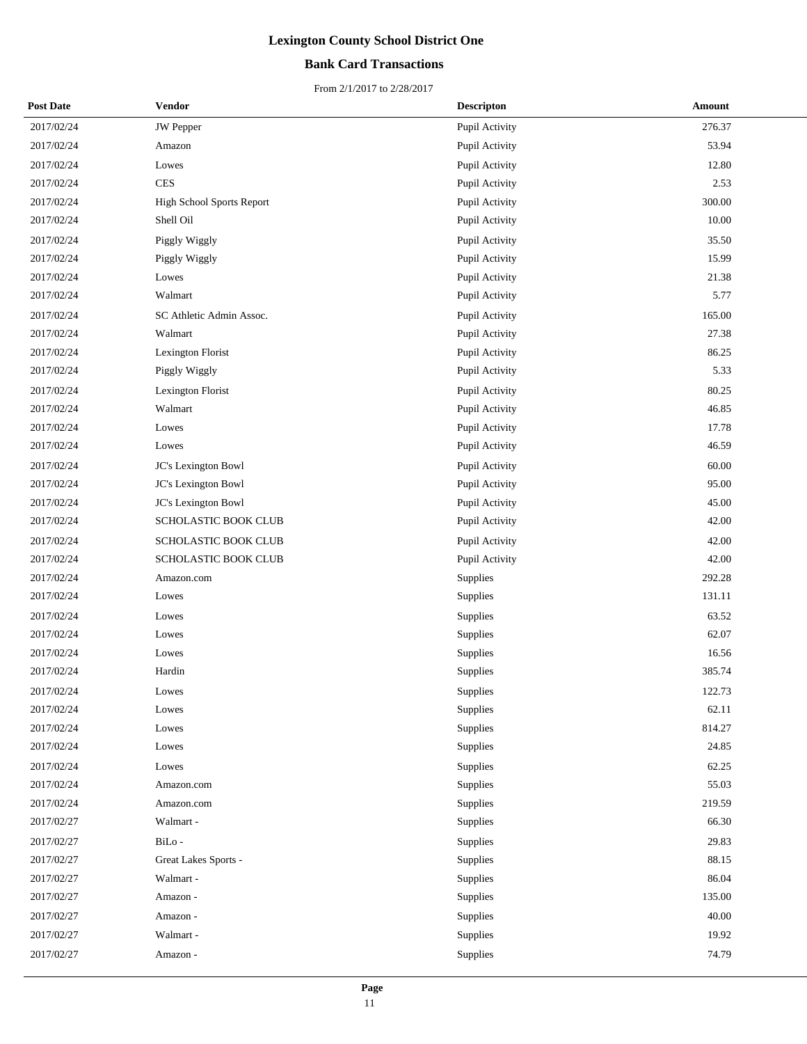# Lexington County School District One

## Bank Card Transactions

From 2/1/2017 to 2/28/2017

| Post Date | Vendor | Descripton | Amount |
|---|---|---|---|
| 2017/02/24 | JW Pepper | Pupil Activity | 276.37 |
| 2017/02/24 | Amazon | Pupil Activity | 53.94 |
| 2017/02/24 | Lowes | Pupil Activity | 12.80 |
| 2017/02/24 | CES | Pupil Activity | 2.53 |
| 2017/02/24 | High School Sports Report | Pupil Activity | 300.00 |
| 2017/02/24 | Shell Oil | Pupil Activity | 10.00 |
| 2017/02/24 | Piggly Wiggly | Pupil Activity | 35.50 |
| 2017/02/24 | Piggly Wiggly | Pupil Activity | 15.99 |
| 2017/02/24 | Lowes | Pupil Activity | 21.38 |
| 2017/02/24 | Walmart | Pupil Activity | 5.77 |
| 2017/02/24 | SC Athletic Admin Assoc. | Pupil Activity | 165.00 |
| 2017/02/24 | Walmart | Pupil Activity | 27.38 |
| 2017/02/24 | Lexington Florist | Pupil Activity | 86.25 |
| 2017/02/24 | Piggly Wiggly | Pupil Activity | 5.33 |
| 2017/02/24 | Lexington Florist | Pupil Activity | 80.25 |
| 2017/02/24 | Walmart | Pupil Activity | 46.85 |
| 2017/02/24 | Lowes | Pupil Activity | 17.78 |
| 2017/02/24 | Lowes | Pupil Activity | 46.59 |
| 2017/02/24 | JC's Lexington Bowl | Pupil Activity | 60.00 |
| 2017/02/24 | JC's Lexington Bowl | Pupil Activity | 95.00 |
| 2017/02/24 | JC's Lexington Bowl | Pupil Activity | 45.00 |
| 2017/02/24 | SCHOLASTIC BOOK CLUB | Pupil Activity | 42.00 |
| 2017/02/24 | SCHOLASTIC BOOK CLUB | Pupil Activity | 42.00 |
| 2017/02/24 | SCHOLASTIC BOOK CLUB | Pupil Activity | 42.00 |
| 2017/02/24 | Amazon.com | Supplies | 292.28 |
| 2017/02/24 | Lowes | Supplies | 131.11 |
| 2017/02/24 | Lowes | Supplies | 63.52 |
| 2017/02/24 | Lowes | Supplies | 62.07 |
| 2017/02/24 | Lowes | Supplies | 16.56 |
| 2017/02/24 | Hardin | Supplies | 385.74 |
| 2017/02/24 | Lowes | Supplies | 122.73 |
| 2017/02/24 | Lowes | Supplies | 62.11 |
| 2017/02/24 | Lowes | Supplies | 814.27 |
| 2017/02/24 | Lowes | Supplies | 24.85 |
| 2017/02/24 | Lowes | Supplies | 62.25 |
| 2017/02/24 | Amazon.com | Supplies | 55.03 |
| 2017/02/24 | Amazon.com | Supplies | 219.59 |
| 2017/02/27 | Walmart - | Supplies | 66.30 |
| 2017/02/27 | BiLo - | Supplies | 29.83 |
| 2017/02/27 | Great Lakes Sports - | Supplies | 88.15 |
| 2017/02/27 | Walmart - | Supplies | 86.04 |
| 2017/02/27 | Amazon - | Supplies | 135.00 |
| 2017/02/27 | Amazon - | Supplies | 40.00 |
| 2017/02/27 | Walmart - | Supplies | 19.92 |
| 2017/02/27 | Amazon - | Supplies | 74.79 |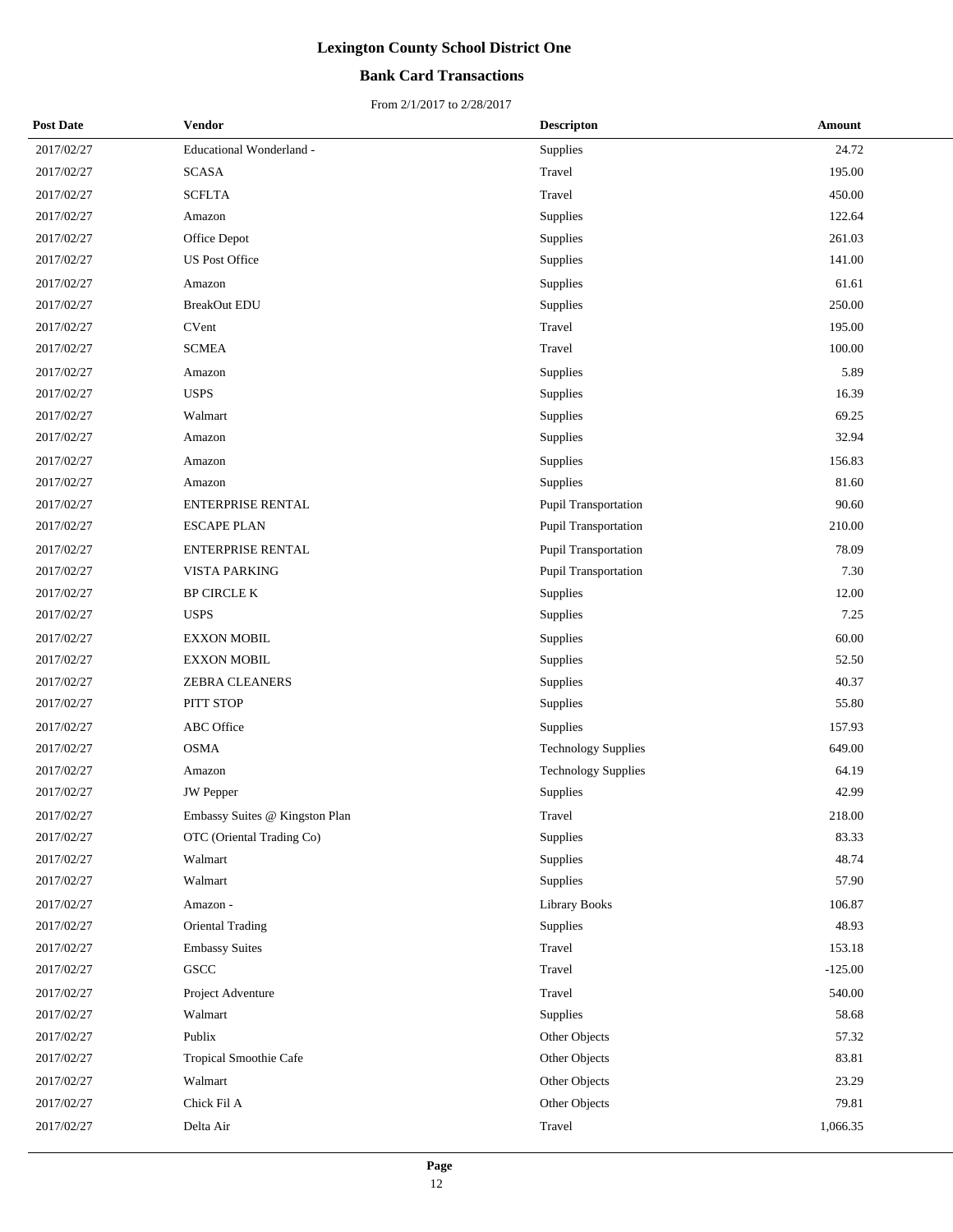# Lexington County School District One

## Bank Card Transactions

From 2/1/2017 to 2/28/2017

| Post Date | Vendor | Descripton | Amount |
|---|---|---|---|
| 2017/02/27 | Educational Wonderland - | Supplies | 24.72 |
| 2017/02/27 | SCASA | Travel | 195.00 |
| 2017/02/27 | SCFLTA | Travel | 450.00 |
| 2017/02/27 | Amazon | Supplies | 122.64 |
| 2017/02/27 | Office Depot | Supplies | 261.03 |
| 2017/02/27 | US Post Office | Supplies | 141.00 |
| 2017/02/27 | Amazon | Supplies | 61.61 |
| 2017/02/27 | BreakOut EDU | Supplies | 250.00 |
| 2017/02/27 | CVent | Travel | 195.00 |
| 2017/02/27 | SCMEA | Travel | 100.00 |
| 2017/02/27 | Amazon | Supplies | 5.89 |
| 2017/02/27 | USPS | Supplies | 16.39 |
| 2017/02/27 | Walmart | Supplies | 69.25 |
| 2017/02/27 | Amazon | Supplies | 32.94 |
| 2017/02/27 | Amazon | Supplies | 156.83 |
| 2017/02/27 | Amazon | Supplies | 81.60 |
| 2017/02/27 | ENTERPRISE RENTAL | Pupil Transportation | 90.60 |
| 2017/02/27 | ESCAPE PLAN | Pupil Transportation | 210.00 |
| 2017/02/27 | ENTERPRISE RENTAL | Pupil Transportation | 78.09 |
| 2017/02/27 | VISTA PARKING | Pupil Transportation | 7.30 |
| 2017/02/27 | BP CIRCLE K | Supplies | 12.00 |
| 2017/02/27 | USPS | Supplies | 7.25 |
| 2017/02/27 | EXXON MOBIL | Supplies | 60.00 |
| 2017/02/27 | EXXON MOBIL | Supplies | 52.50 |
| 2017/02/27 | ZEBRA CLEANERS | Supplies | 40.37 |
| 2017/02/27 | PITT STOP | Supplies | 55.80 |
| 2017/02/27 | ABC Office | Supplies | 157.93 |
| 2017/02/27 | OSMA | Technology Supplies | 649.00 |
| 2017/02/27 | Amazon | Technology Supplies | 64.19 |
| 2017/02/27 | JW Pepper | Supplies | 42.99 |
| 2017/02/27 | Embassy Suites @ Kingston Plan | Travel | 218.00 |
| 2017/02/27 | OTC (Oriental Trading Co) | Supplies | 83.33 |
| 2017/02/27 | Walmart | Supplies | 48.74 |
| 2017/02/27 | Walmart | Supplies | 57.90 |
| 2017/02/27 | Amazon - | Library Books | 106.87 |
| 2017/02/27 | Oriental Trading | Supplies | 48.93 |
| 2017/02/27 | Embassy Suites | Travel | 153.18 |
| 2017/02/27 | GSCC | Travel | -125.00 |
| 2017/02/27 | Project Adventure | Travel | 540.00 |
| 2017/02/27 | Walmart | Supplies | 58.68 |
| 2017/02/27 | Publix | Other Objects | 57.32 |
| 2017/02/27 | Tropical Smoothie Cafe | Other Objects | 83.81 |
| 2017/02/27 | Walmart | Other Objects | 23.29 |
| 2017/02/27 | Chick Fil A | Other Objects | 79.81 |
| 2017/02/27 | Delta Air | Travel | 1,066.35 |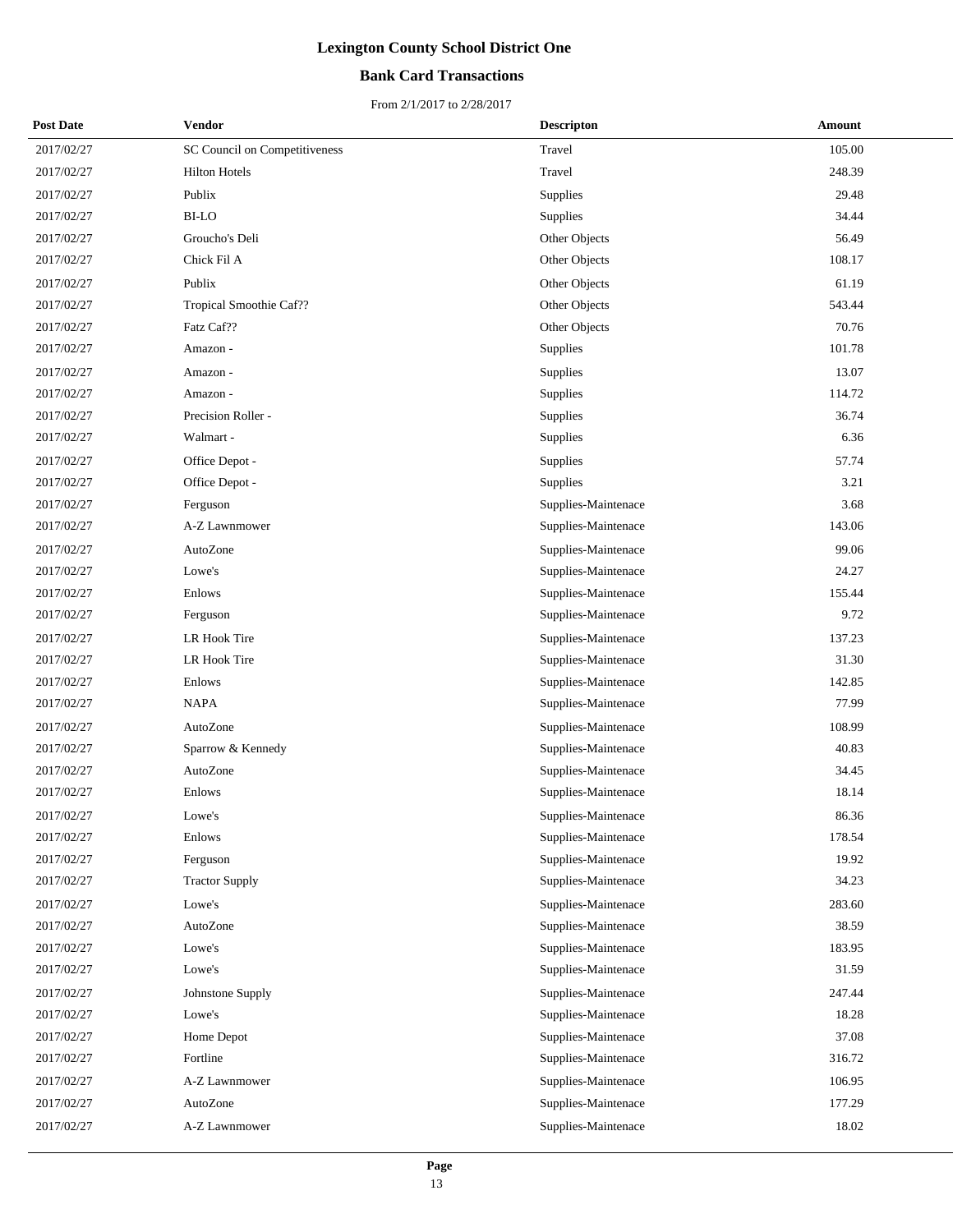# Lexington County School District One

## Bank Card Transactions

From 2/1/2017 to 2/28/2017

| Post Date | Vendor | Descripton | Amount |
|---|---|---|---|
| 2017/02/27 | SC Council on Competitiveness | Travel | 105.00 |
| 2017/02/27 | Hilton Hotels | Travel | 248.39 |
| 2017/02/27 | Publix | Supplies | 29.48 |
| 2017/02/27 | BI-LO | Supplies | 34.44 |
| 2017/02/27 | Groucho's Deli | Other Objects | 56.49 |
| 2017/02/27 | Chick Fil A | Other Objects | 108.17 |
| 2017/02/27 | Publix | Other Objects | 61.19 |
| 2017/02/27 | Tropical Smoothie Caf?? | Other Objects | 543.44 |
| 2017/02/27 | Fatz Caf?? | Other Objects | 70.76 |
| 2017/02/27 | Amazon - | Supplies | 101.78 |
| 2017/02/27 | Amazon - | Supplies | 13.07 |
| 2017/02/27 | Amazon - | Supplies | 114.72 |
| 2017/02/27 | Precision Roller - | Supplies | 36.74 |
| 2017/02/27 | Walmart - | Supplies | 6.36 |
| 2017/02/27 | Office Depot - | Supplies | 57.74 |
| 2017/02/27 | Office Depot - | Supplies | 3.21 |
| 2017/02/27 | Ferguson | Supplies-Maintenace | 3.68 |
| 2017/02/27 | A-Z Lawnmower | Supplies-Maintenace | 143.06 |
| 2017/02/27 | AutoZone | Supplies-Maintenace | 99.06 |
| 2017/02/27 | Lowe's | Supplies-Maintenace | 24.27 |
| 2017/02/27 | Enlows | Supplies-Maintenace | 155.44 |
| 2017/02/27 | Ferguson | Supplies-Maintenace | 9.72 |
| 2017/02/27 | LR Hook Tire | Supplies-Maintenace | 137.23 |
| 2017/02/27 | LR Hook Tire | Supplies-Maintenace | 31.30 |
| 2017/02/27 | Enlows | Supplies-Maintenace | 142.85 |
| 2017/02/27 | NAPA | Supplies-Maintenace | 77.99 |
| 2017/02/27 | AutoZone | Supplies-Maintenace | 108.99 |
| 2017/02/27 | Sparrow & Kennedy | Supplies-Maintenace | 40.83 |
| 2017/02/27 | AutoZone | Supplies-Maintenace | 34.45 |
| 2017/02/27 | Enlows | Supplies-Maintenace | 18.14 |
| 2017/02/27 | Lowe's | Supplies-Maintenace | 86.36 |
| 2017/02/27 | Enlows | Supplies-Maintenace | 178.54 |
| 2017/02/27 | Ferguson | Supplies-Maintenace | 19.92 |
| 2017/02/27 | Tractor Supply | Supplies-Maintenace | 34.23 |
| 2017/02/27 | Lowe's | Supplies-Maintenace | 283.60 |
| 2017/02/27 | AutoZone | Supplies-Maintenace | 38.59 |
| 2017/02/27 | Lowe's | Supplies-Maintenace | 183.95 |
| 2017/02/27 | Lowe's | Supplies-Maintenace | 31.59 |
| 2017/02/27 | Johnstone Supply | Supplies-Maintenace | 247.44 |
| 2017/02/27 | Lowe's | Supplies-Maintenace | 18.28 |
| 2017/02/27 | Home Depot | Supplies-Maintenace | 37.08 |
| 2017/02/27 | Fortline | Supplies-Maintenace | 316.72 |
| 2017/02/27 | A-Z Lawnmower | Supplies-Maintenace | 106.95 |
| 2017/02/27 | AutoZone | Supplies-Maintenace | 177.29 |
| 2017/02/27 | A-Z Lawnmower | Supplies-Maintenace | 18.02 |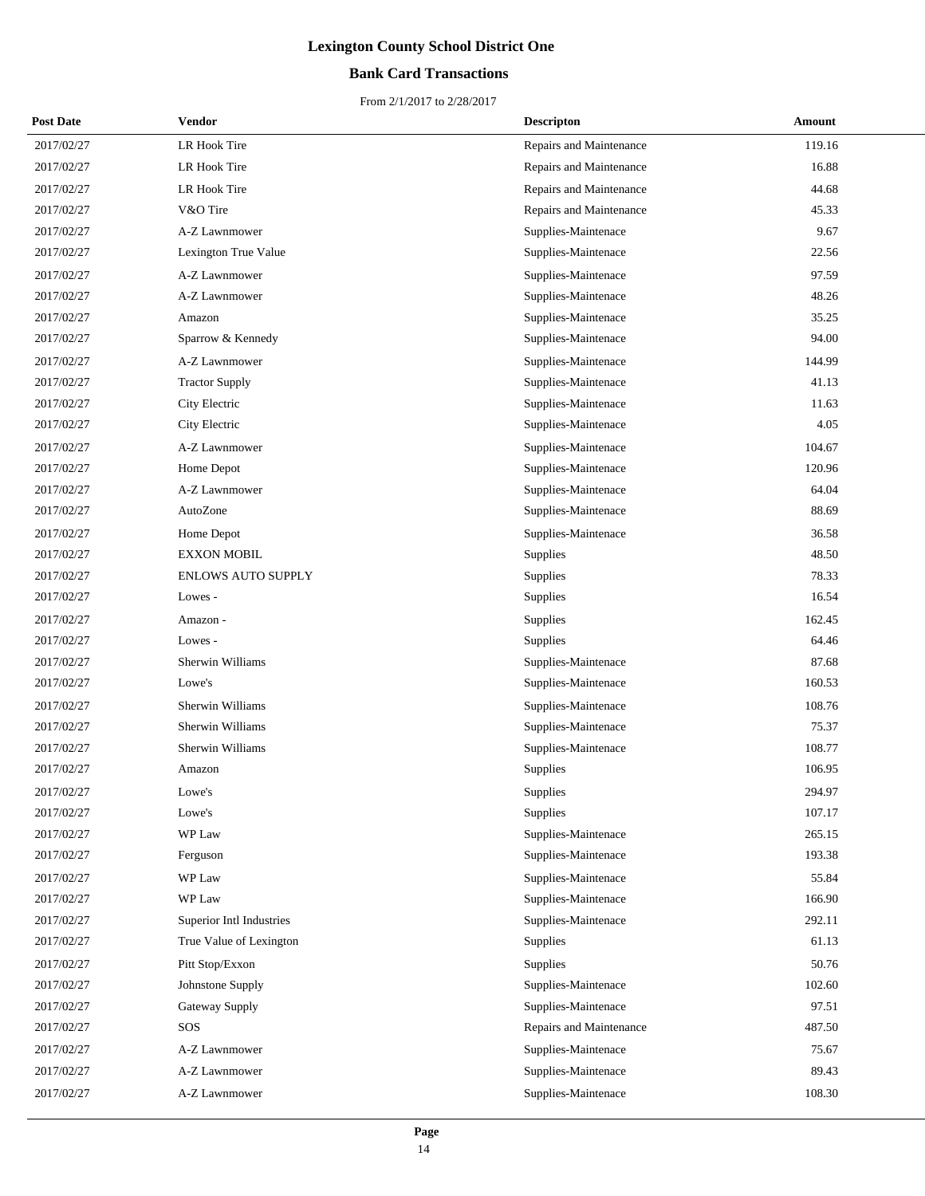# Lexington County School District One

## Bank Card Transactions

From 2/1/2017 to 2/28/2017

| Post Date | Vendor | Descripton | Amount |
|---|---|---|---|
| 2017/02/27 | LR Hook Tire | Repairs and Maintenance | 119.16 |
| 2017/02/27 | LR Hook Tire | Repairs and Maintenance | 16.88 |
| 2017/02/27 | LR Hook Tire | Repairs and Maintenance | 44.68 |
| 2017/02/27 | V&O Tire | Repairs and Maintenance | 45.33 |
| 2017/02/27 | A-Z Lawnmower | Supplies-Maintenace | 9.67 |
| 2017/02/27 | Lexington True Value | Supplies-Maintenace | 22.56 |
| 2017/02/27 | A-Z Lawnmower | Supplies-Maintenace | 97.59 |
| 2017/02/27 | A-Z Lawnmower | Supplies-Maintenace | 48.26 |
| 2017/02/27 | Amazon | Supplies-Maintenace | 35.25 |
| 2017/02/27 | Sparrow & Kennedy | Supplies-Maintenace | 94.00 |
| 2017/02/27 | A-Z Lawnmower | Supplies-Maintenace | 144.99 |
| 2017/02/27 | Tractor Supply | Supplies-Maintenace | 41.13 |
| 2017/02/27 | City Electric | Supplies-Maintenace | 11.63 |
| 2017/02/27 | City Electric | Supplies-Maintenace | 4.05 |
| 2017/02/27 | A-Z Lawnmower | Supplies-Maintenace | 104.67 |
| 2017/02/27 | Home Depot | Supplies-Maintenace | 120.96 |
| 2017/02/27 | A-Z Lawnmower | Supplies-Maintenace | 64.04 |
| 2017/02/27 | AutoZone | Supplies-Maintenace | 88.69 |
| 2017/02/27 | Home Depot | Supplies-Maintenace | 36.58 |
| 2017/02/27 | EXXON MOBIL | Supplies | 48.50 |
| 2017/02/27 | ENLOWS AUTO SUPPLY | Supplies | 78.33 |
| 2017/02/27 | Lowes - | Supplies | 16.54 |
| 2017/02/27 | Amazon - | Supplies | 162.45 |
| 2017/02/27 | Lowes - | Supplies | 64.46 |
| 2017/02/27 | Sherwin Williams | Supplies-Maintenace | 87.68 |
| 2017/02/27 | Lowe's | Supplies-Maintenace | 160.53 |
| 2017/02/27 | Sherwin Williams | Supplies-Maintenace | 108.76 |
| 2017/02/27 | Sherwin Williams | Supplies-Maintenace | 75.37 |
| 2017/02/27 | Sherwin Williams | Supplies-Maintenace | 108.77 |
| 2017/02/27 | Amazon | Supplies | 106.95 |
| 2017/02/27 | Lowe's | Supplies | 294.97 |
| 2017/02/27 | Lowe's | Supplies | 107.17 |
| 2017/02/27 | WP Law | Supplies-Maintenace | 265.15 |
| 2017/02/27 | Ferguson | Supplies-Maintenace | 193.38 |
| 2017/02/27 | WP Law | Supplies-Maintenace | 55.84 |
| 2017/02/27 | WP Law | Supplies-Maintenace | 166.90 |
| 2017/02/27 | Superior Intl Industries | Supplies-Maintenace | 292.11 |
| 2017/02/27 | True Value of Lexington | Supplies | 61.13 |
| 2017/02/27 | Pitt Stop/Exxon | Supplies | 50.76 |
| 2017/02/27 | Johnstone Supply | Supplies-Maintenace | 102.60 |
| 2017/02/27 | Gateway Supply | Supplies-Maintenace | 97.51 |
| 2017/02/27 | SOS | Repairs and Maintenance | 487.50 |
| 2017/02/27 | A-Z Lawnmower | Supplies-Maintenace | 75.67 |
| 2017/02/27 | A-Z Lawnmower | Supplies-Maintenace | 89.43 |
| 2017/02/27 | A-Z Lawnmower | Supplies-Maintenace | 108.30 |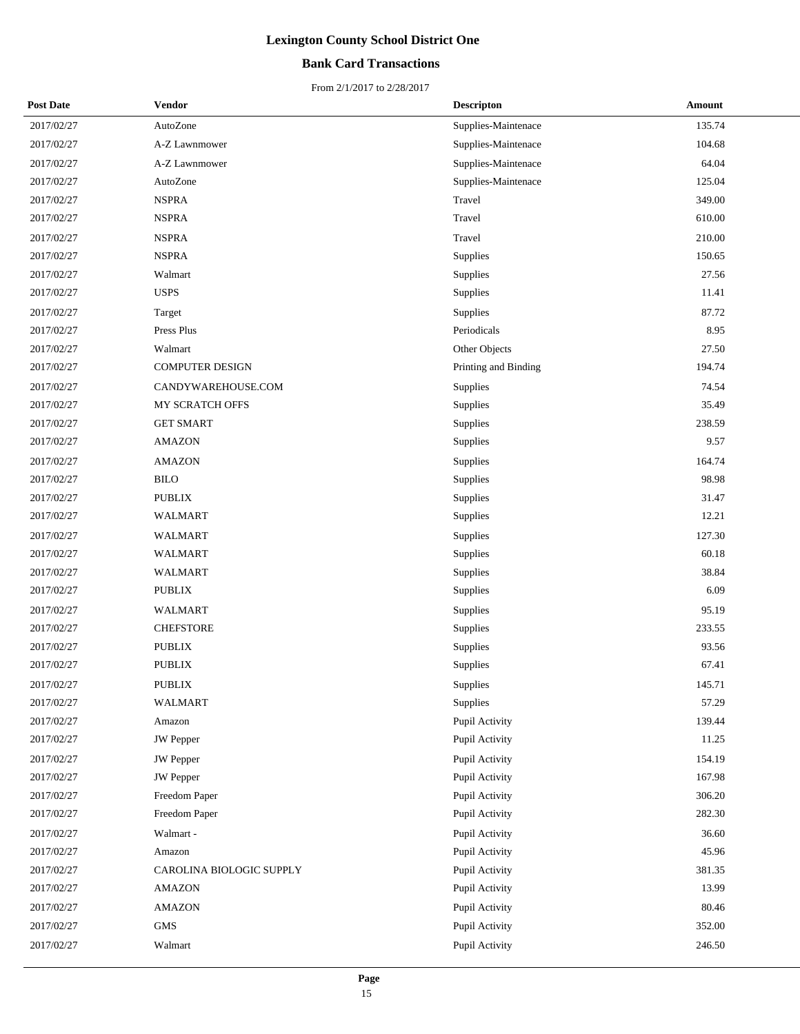# Lexington County School District One

## Bank Card Transactions

From 2/1/2017 to 2/28/2017

| Post Date | Vendor | Descripton | Amount |
|---|---|---|---|
| 2017/02/27 | AutoZone | Supplies-Maintenace | 135.74 |
| 2017/02/27 | A-Z Lawnmower | Supplies-Maintenace | 104.68 |
| 2017/02/27 | A-Z Lawnmower | Supplies-Maintenace | 64.04 |
| 2017/02/27 | AutoZone | Supplies-Maintenace | 125.04 |
| 2017/02/27 | NSPRA | Travel | 349.00 |
| 2017/02/27 | NSPRA | Travel | 610.00 |
| 2017/02/27 | NSPRA | Travel | 210.00 |
| 2017/02/27 | NSPRA | Supplies | 150.65 |
| 2017/02/27 | Walmart | Supplies | 27.56 |
| 2017/02/27 | USPS | Supplies | 11.41 |
| 2017/02/27 | Target | Supplies | 87.72 |
| 2017/02/27 | Press Plus | Periodicals | 8.95 |
| 2017/02/27 | Walmart | Other Objects | 27.50 |
| 2017/02/27 | COMPUTER DESIGN | Printing and Binding | 194.74 |
| 2017/02/27 | CANDYWAREHOUSE.COM | Supplies | 74.54 |
| 2017/02/27 | MY SCRATCH OFFS | Supplies | 35.49 |
| 2017/02/27 | GET SMART | Supplies | 238.59 |
| 2017/02/27 | AMAZON | Supplies | 9.57 |
| 2017/02/27 | AMAZON | Supplies | 164.74 |
| 2017/02/27 | BILO | Supplies | 98.98 |
| 2017/02/27 | PUBLIX | Supplies | 31.47 |
| 2017/02/27 | WALMART | Supplies | 12.21 |
| 2017/02/27 | WALMART | Supplies | 127.30 |
| 2017/02/27 | WALMART | Supplies | 60.18 |
| 2017/02/27 | WALMART | Supplies | 38.84 |
| 2017/02/27 | PUBLIX | Supplies | 6.09 |
| 2017/02/27 | WALMART | Supplies | 95.19 |
| 2017/02/27 | CHEFSTORE | Supplies | 233.55 |
| 2017/02/27 | PUBLIX | Supplies | 93.56 |
| 2017/02/27 | PUBLIX | Supplies | 67.41 |
| 2017/02/27 | PUBLIX | Supplies | 145.71 |
| 2017/02/27 | WALMART | Supplies | 57.29 |
| 2017/02/27 | Amazon | Pupil Activity | 139.44 |
| 2017/02/27 | JW Pepper | Pupil Activity | 11.25 |
| 2017/02/27 | JW Pepper | Pupil Activity | 154.19 |
| 2017/02/27 | JW Pepper | Pupil Activity | 167.98 |
| 2017/02/27 | Freedom Paper | Pupil Activity | 306.20 |
| 2017/02/27 | Freedom Paper | Pupil Activity | 282.30 |
| 2017/02/27 | Walmart - | Pupil Activity | 36.60 |
| 2017/02/27 | Amazon | Pupil Activity | 45.96 |
| 2017/02/27 | CAROLINA BIOLOGIC SUPPLY | Pupil Activity | 381.35 |
| 2017/02/27 | AMAZON | Pupil Activity | 13.99 |
| 2017/02/27 | AMAZON | Pupil Activity | 80.46 |
| 2017/02/27 | GMS | Pupil Activity | 352.00 |
| 2017/02/27 | Walmart | Pupil Activity | 246.50 |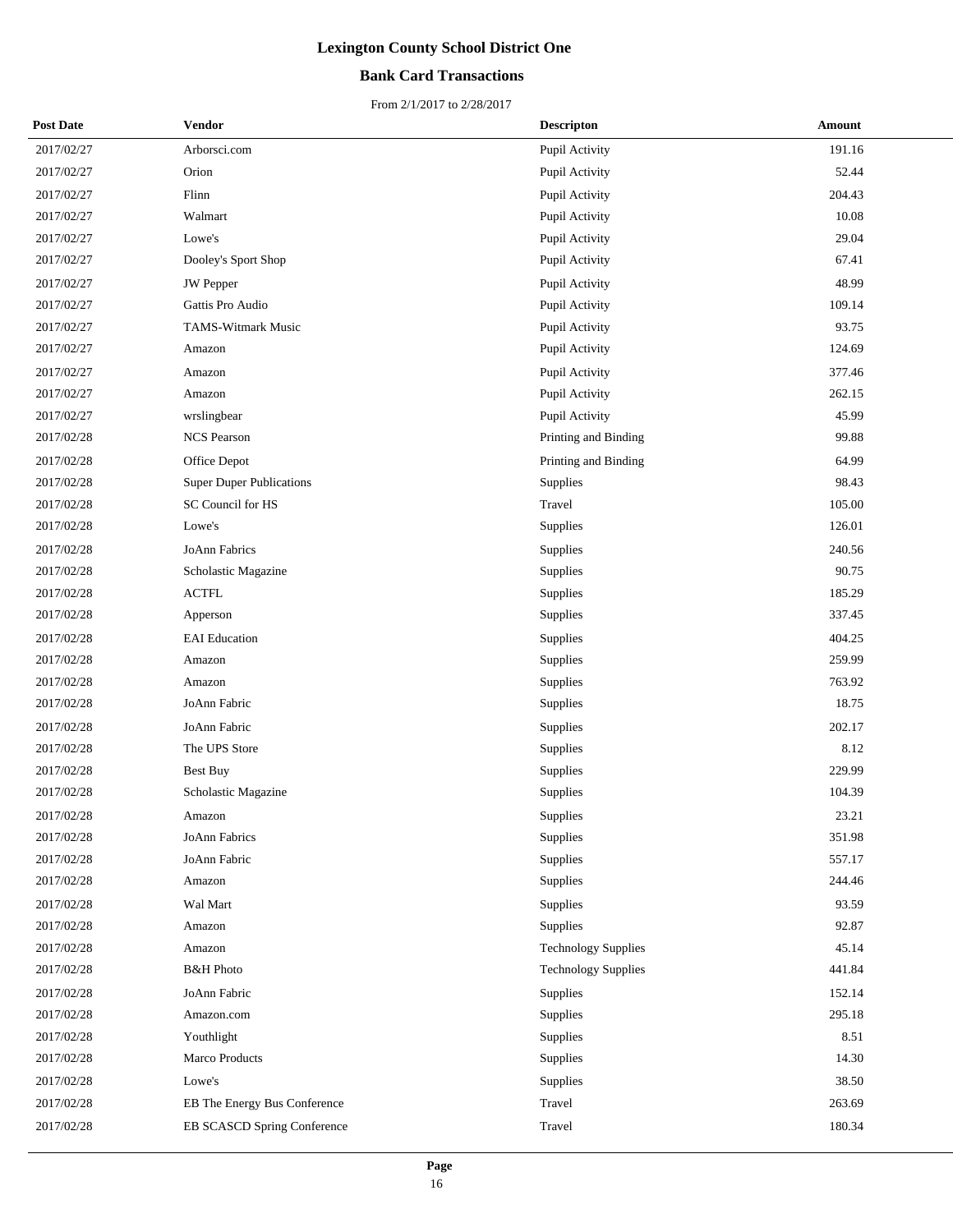# Lexington County School District One

## Bank Card Transactions

From 2/1/2017 to 2/28/2017

| Post Date | Vendor | Descripton | Amount |
|---|---|---|---|
| 2017/02/27 | Arborsci.com | Pupil Activity | 191.16 |
| 2017/02/27 | Orion | Pupil Activity | 52.44 |
| 2017/02/27 | Flinn | Pupil Activity | 204.43 |
| 2017/02/27 | Walmart | Pupil Activity | 10.08 |
| 2017/02/27 | Lowe's | Pupil Activity | 29.04 |
| 2017/02/27 | Dooley's Sport Shop | Pupil Activity | 67.41 |
| 2017/02/27 | JW Pepper | Pupil Activity | 48.99 |
| 2017/02/27 | Gattis Pro Audio | Pupil Activity | 109.14 |
| 2017/02/27 | TAMS-Witmark Music | Pupil Activity | 93.75 |
| 2017/02/27 | Amazon | Pupil Activity | 124.69 |
| 2017/02/27 | Amazon | Pupil Activity | 377.46 |
| 2017/02/27 | Amazon | Pupil Activity | 262.15 |
| 2017/02/27 | wrslingbear | Pupil Activity | 45.99 |
| 2017/02/28 | NCS Pearson | Printing and Binding | 99.88 |
| 2017/02/28 | Office Depot | Printing and Binding | 64.99 |
| 2017/02/28 | Super Duper Publications | Supplies | 98.43 |
| 2017/02/28 | SC Council for HS | Travel | 105.00 |
| 2017/02/28 | Lowe's | Supplies | 126.01 |
| 2017/02/28 | JoAnn Fabrics | Supplies | 240.56 |
| 2017/02/28 | Scholastic Magazine | Supplies | 90.75 |
| 2017/02/28 | ACTFL | Supplies | 185.29 |
| 2017/02/28 | Apperson | Supplies | 337.45 |
| 2017/02/28 | EAI Education | Supplies | 404.25 |
| 2017/02/28 | Amazon | Supplies | 259.99 |
| 2017/02/28 | Amazon | Supplies | 763.92 |
| 2017/02/28 | JoAnn Fabric | Supplies | 18.75 |
| 2017/02/28 | JoAnn Fabric | Supplies | 202.17 |
| 2017/02/28 | The UPS Store | Supplies | 8.12 |
| 2017/02/28 | Best Buy | Supplies | 229.99 |
| 2017/02/28 | Scholastic Magazine | Supplies | 104.39 |
| 2017/02/28 | Amazon | Supplies | 23.21 |
| 2017/02/28 | JoAnn Fabrics | Supplies | 351.98 |
| 2017/02/28 | JoAnn Fabric | Supplies | 557.17 |
| 2017/02/28 | Amazon | Supplies | 244.46 |
| 2017/02/28 | Wal Mart | Supplies | 93.59 |
| 2017/02/28 | Amazon | Supplies | 92.87 |
| 2017/02/28 | Amazon | Technology Supplies | 45.14 |
| 2017/02/28 | B&H Photo | Technology Supplies | 441.84 |
| 2017/02/28 | JoAnn Fabric | Supplies | 152.14 |
| 2017/02/28 | Amazon.com | Supplies | 295.18 |
| 2017/02/28 | Youthlight | Supplies | 8.51 |
| 2017/02/28 | Marco Products | Supplies | 14.30 |
| 2017/02/28 | Lowe's | Supplies | 38.50 |
| 2017/02/28 | EB The Energy Bus Conference | Travel | 263.69 |
| 2017/02/28 | EB SCASCD Spring Conference | Travel | 180.34 |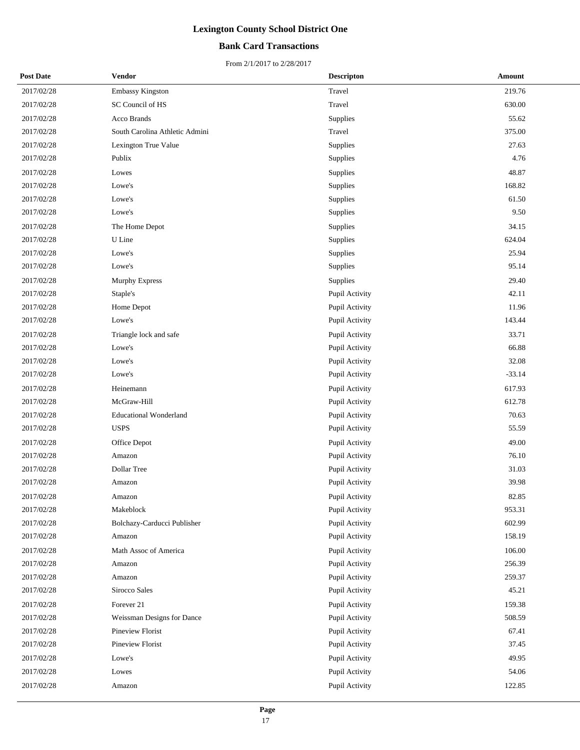# Lexington County School District One

## Bank Card Transactions

From 2/1/2017 to 2/28/2017

| Post Date | Vendor | Descripton | Amount |
|---|---|---|---|
| 2017/02/28 | Embassy Kingston | Travel | 219.76 |
| 2017/02/28 | SC Council of HS | Travel | 630.00 |
| 2017/02/28 | Acco Brands | Supplies | 55.62 |
| 2017/02/28 | South Carolina Athletic Admini | Travel | 375.00 |
| 2017/02/28 | Lexington True Value | Supplies | 27.63 |
| 2017/02/28 | Publix | Supplies | 4.76 |
| 2017/02/28 | Lowes | Supplies | 48.87 |
| 2017/02/28 | Lowe's | Supplies | 168.82 |
| 2017/02/28 | Lowe's | Supplies | 61.50 |
| 2017/02/28 | Lowe's | Supplies | 9.50 |
| 2017/02/28 | The Home Depot | Supplies | 34.15 |
| 2017/02/28 | U Line | Supplies | 624.04 |
| 2017/02/28 | Lowe's | Supplies | 25.94 |
| 2017/02/28 | Lowe's | Supplies | 95.14 |
| 2017/02/28 | Murphy Express | Supplies | 29.40 |
| 2017/02/28 | Staple's | Pupil Activity | 42.11 |
| 2017/02/28 | Home Depot | Pupil Activity | 11.96 |
| 2017/02/28 | Lowe's | Pupil Activity | 143.44 |
| 2017/02/28 | Triangle lock and safe | Pupil Activity | 33.71 |
| 2017/02/28 | Lowe's | Pupil Activity | 66.88 |
| 2017/02/28 | Lowe's | Pupil Activity | 32.08 |
| 2017/02/28 | Lowe's | Pupil Activity | -33.14 |
| 2017/02/28 | Heinemann | Pupil Activity | 617.93 |
| 2017/02/28 | McGraw-Hill | Pupil Activity | 612.78 |
| 2017/02/28 | Educational Wonderland | Pupil Activity | 70.63 |
| 2017/02/28 | USPS | Pupil Activity | 55.59 |
| 2017/02/28 | Office Depot | Pupil Activity | 49.00 |
| 2017/02/28 | Amazon | Pupil Activity | 76.10 |
| 2017/02/28 | Dollar Tree | Pupil Activity | 31.03 |
| 2017/02/28 | Amazon | Pupil Activity | 39.98 |
| 2017/02/28 | Amazon | Pupil Activity | 82.85 |
| 2017/02/28 | Makeblock | Pupil Activity | 953.31 |
| 2017/02/28 | Bolchazy-Carducci Publisher | Pupil Activity | 602.99 |
| 2017/02/28 | Amazon | Pupil Activity | 158.19 |
| 2017/02/28 | Math Assoc of America | Pupil Activity | 106.00 |
| 2017/02/28 | Amazon | Pupil Activity | 256.39 |
| 2017/02/28 | Amazon | Pupil Activity | 259.37 |
| 2017/02/28 | Sirocco Sales | Pupil Activity | 45.21 |
| 2017/02/28 | Forever 21 | Pupil Activity | 159.38 |
| 2017/02/28 | Weissman Designs for Dance | Pupil Activity | 508.59 |
| 2017/02/28 | Pineview Florist | Pupil Activity | 67.41 |
| 2017/02/28 | Pineview Florist | Pupil Activity | 37.45 |
| 2017/02/28 | Lowe's | Pupil Activity | 49.95 |
| 2017/02/28 | Lowes | Pupil Activity | 54.06 |
| 2017/02/28 | Amazon | Pupil Activity | 122.85 |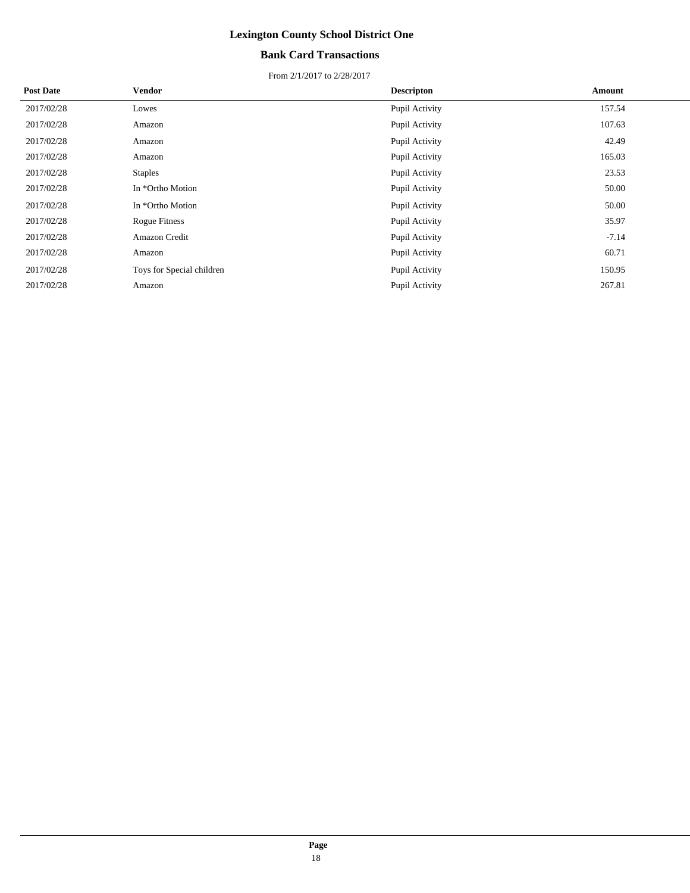# Lexington County School District One

## Bank Card Transactions

From 2/1/2017 to 2/28/2017

| Post Date | Vendor | Descripton | Amount |
|---|---|---|---|
| 2017/02/28 | Lowes | Pupil Activity | 157.54 |
| 2017/02/28 | Amazon | Pupil Activity | 107.63 |
| 2017/02/28 | Amazon | Pupil Activity | 42.49 |
| 2017/02/28 | Amazon | Pupil Activity | 165.03 |
| 2017/02/28 | Staples | Pupil Activity | 23.53 |
| 2017/02/28 | In *Ortho Motion | Pupil Activity | 50.00 |
| 2017/02/28 | In *Ortho Motion | Pupil Activity | 50.00 |
| 2017/02/28 | Rogue Fitness | Pupil Activity | 35.97 |
| 2017/02/28 | Amazon Credit | Pupil Activity | -7.14 |
| 2017/02/28 | Amazon | Pupil Activity | 60.71 |
| 2017/02/28 | Toys for Special children | Pupil Activity | 150.95 |
| 2017/02/28 | Amazon | Pupil Activity | 267.81 |